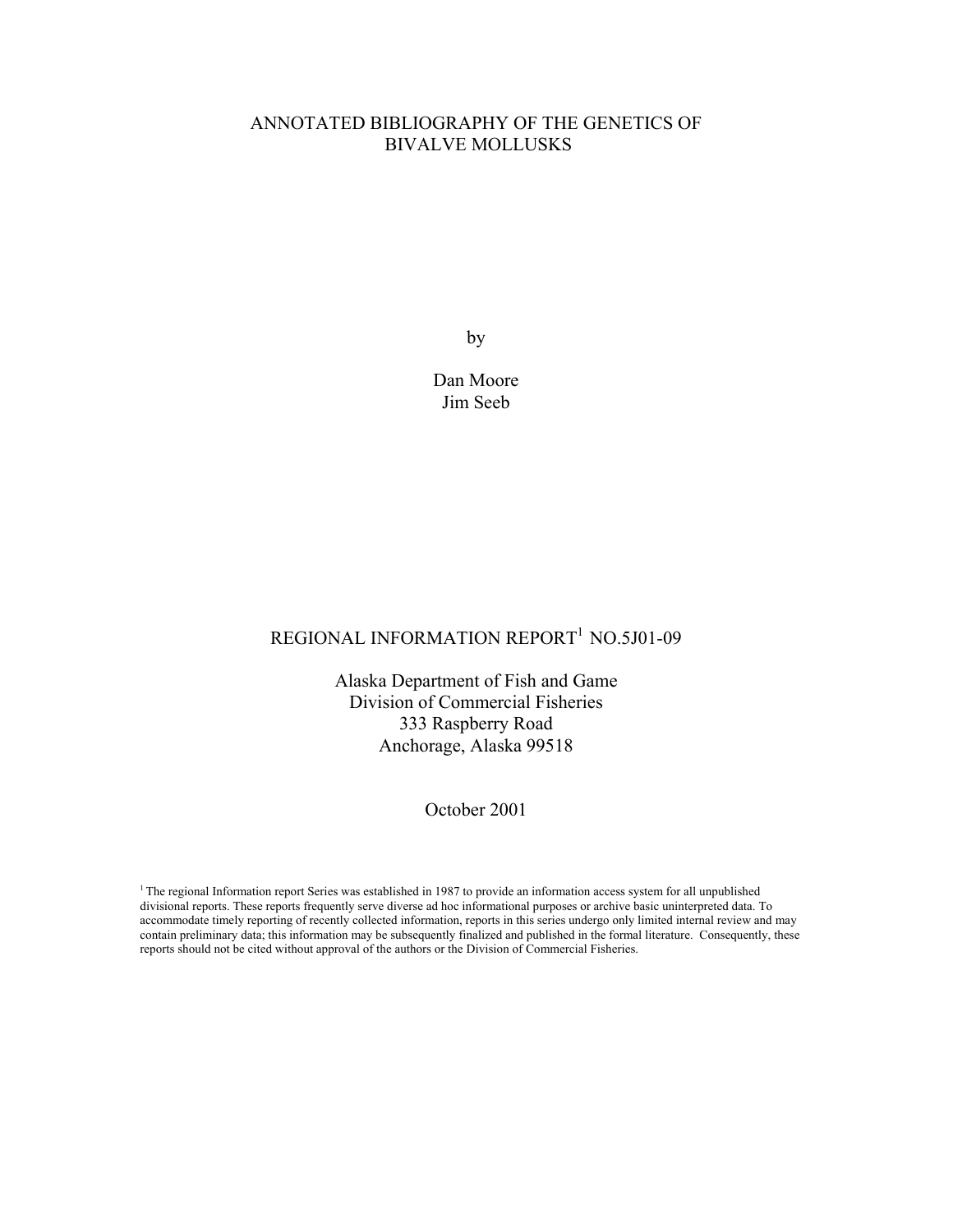# ANNOTATED BIBLIOGRAPHY OF THE GENETICS OF BIVALVE MOLLUSKS

by

Dan Moore
Jim Seeb

REGIONAL INFORMATION REPORT[1] NO.5J01-09

Alaska Department of Fish and Game
Division of Commercial Fisheries
333 Raspberry Road
Anchorage, Alaska 99518

October 2001

[1] The regional Information report Series was established in 1987 to provide an information access system for all unpublished divisional reports. These reports frequently serve diverse ad hoc informational purposes or archive basic uninterpreted data. To accommodate timely reporting of recently collected information, reports in this series undergo only limited internal review and may contain preliminary data; this information may be subsequently finalized and published in the formal literature. Consequently, these reports should not be cited without approval of the authors or the Division of Commercial Fisheries.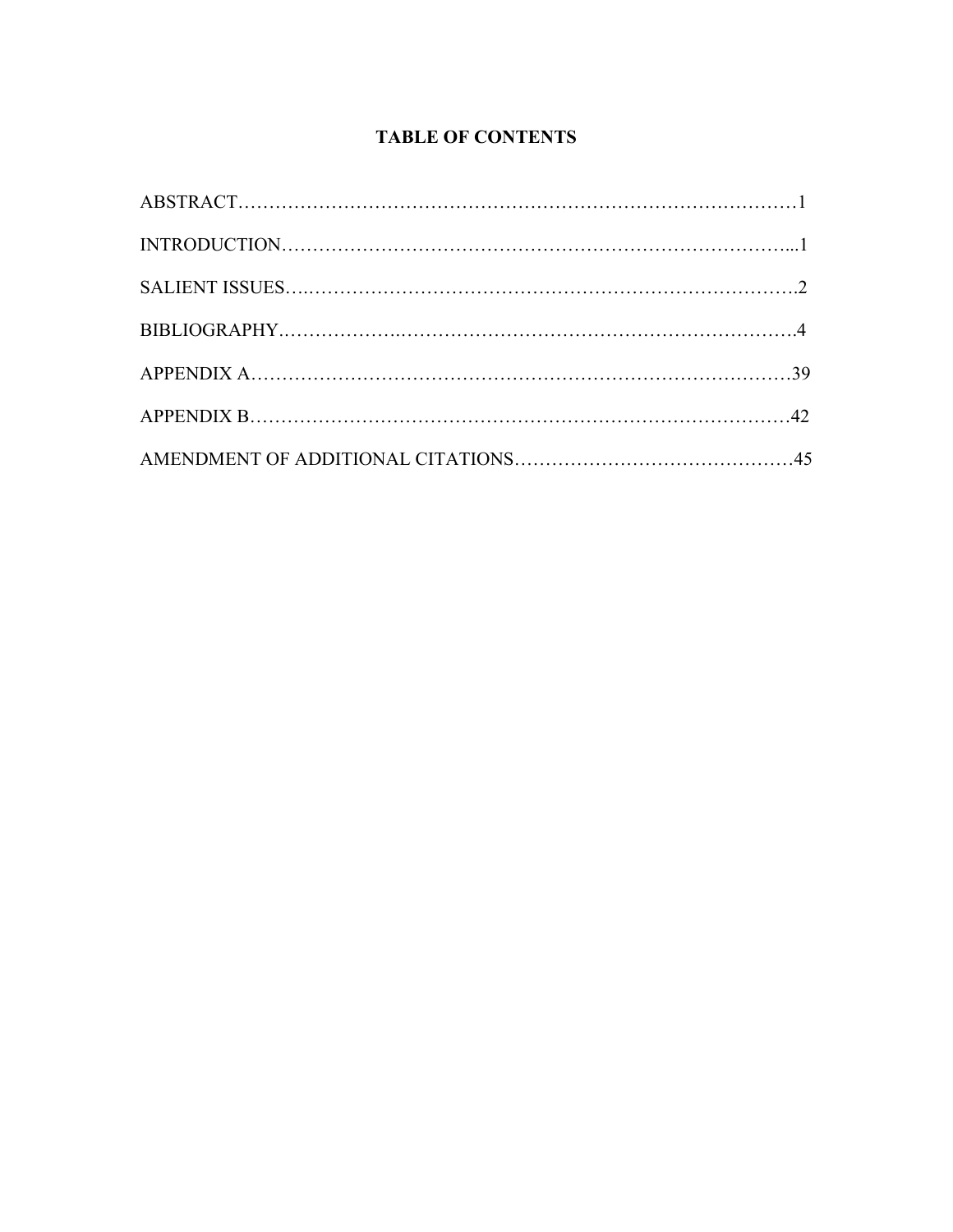# TABLE OF CONTENTS

ABSTRACT……………………………………………………………………………1

INTRODUCTION…………………………………………………………………...1

SALIENT ISSUES….…………………………………………………………………….2

BIBLIOGRAPHY.……………….……….…………………………………………….4

APPENDIX A…………………………………………………………………………39

APPENDIX B……….…………….………………….……………….……………42

AMENDMENT OF ADDITIONAL CITATIONS………………………………………45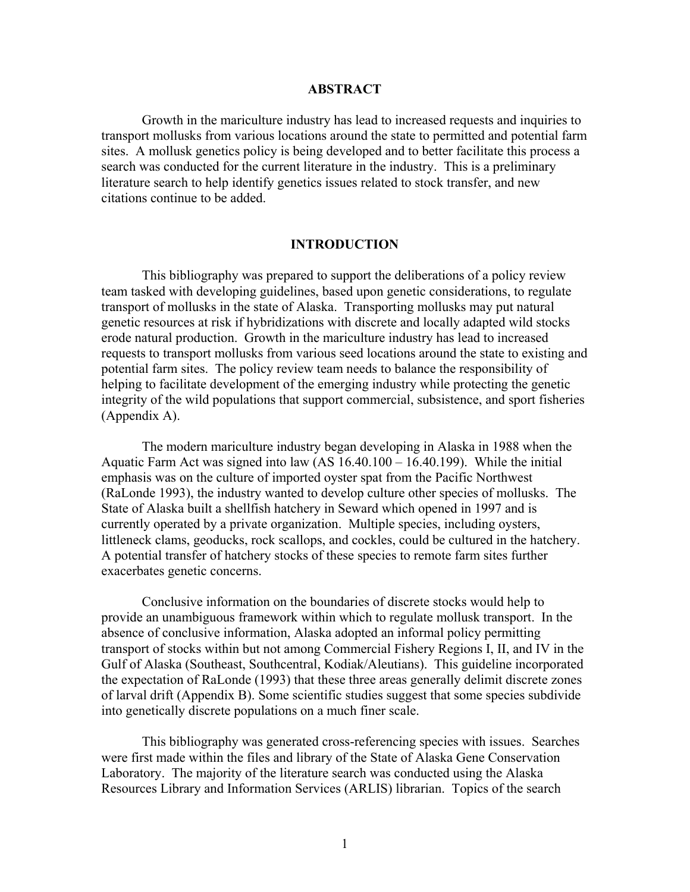## ABSTRACT

Growth in the mariculture industry has lead to increased requests and inquiries to transport mollusks from various locations around the state to permitted and potential farm sites. A mollusk genetics policy is being developed and to better facilitate this process a search was conducted for the current literature in the industry. This is a preliminary literature search to help identify genetics issues related to stock transfer, and new citations continue to be added.

## INTRODUCTION

This bibliography was prepared to support the deliberations of a policy review team tasked with developing guidelines, based upon genetic considerations, to regulate transport of mollusks in the state of Alaska. Transporting mollusks may put natural genetic resources at risk if hybridizations with discrete and locally adapted wild stocks erode natural production. Growth in the mariculture industry has lead to increased requests to transport mollusks from various seed locations around the state to existing and potential farm sites. The policy review team needs to balance the responsibility of helping to facilitate development of the emerging industry while protecting the genetic integrity of the wild populations that support commercial, subsistence, and sport fisheries (Appendix A).

The modern mariculture industry began developing in Alaska in 1988 when the Aquatic Farm Act was signed into law (AS 16.40.100 – 16.40.199). While the initial emphasis was on the culture of imported oyster spat from the Pacific Northwest (RaLonde 1993), the industry wanted to develop culture other species of mollusks. The State of Alaska built a shellfish hatchery in Seward which opened in 1997 and is currently operated by a private organization. Multiple species, including oysters, littleneck clams, geoducks, rock scallops, and cockles, could be cultured in the hatchery. A potential transfer of hatchery stocks of these species to remote farm sites further exacerbates genetic concerns.

Conclusive information on the boundaries of discrete stocks would help to provide an unambiguous framework within which to regulate mollusk transport. In the absence of conclusive information, Alaska adopted an informal policy permitting transport of stocks within but not among Commercial Fishery Regions I, II, and IV in the Gulf of Alaska (Southeast, Southcentral, Kodiak/Aleutians). This guideline incorporated the expectation of RaLonde (1993) that these three areas generally delimit discrete zones of larval drift (Appendix B). Some scientific studies suggest that some species subdivide into genetically discrete populations on a much finer scale.

This bibliography was generated cross-referencing species with issues. Searches were first made within the files and library of the State of Alaska Gene Conservation Laboratory. The majority of the literature search was conducted using the Alaska Resources Library and Information Services (ARLIS) librarian. Topics of the search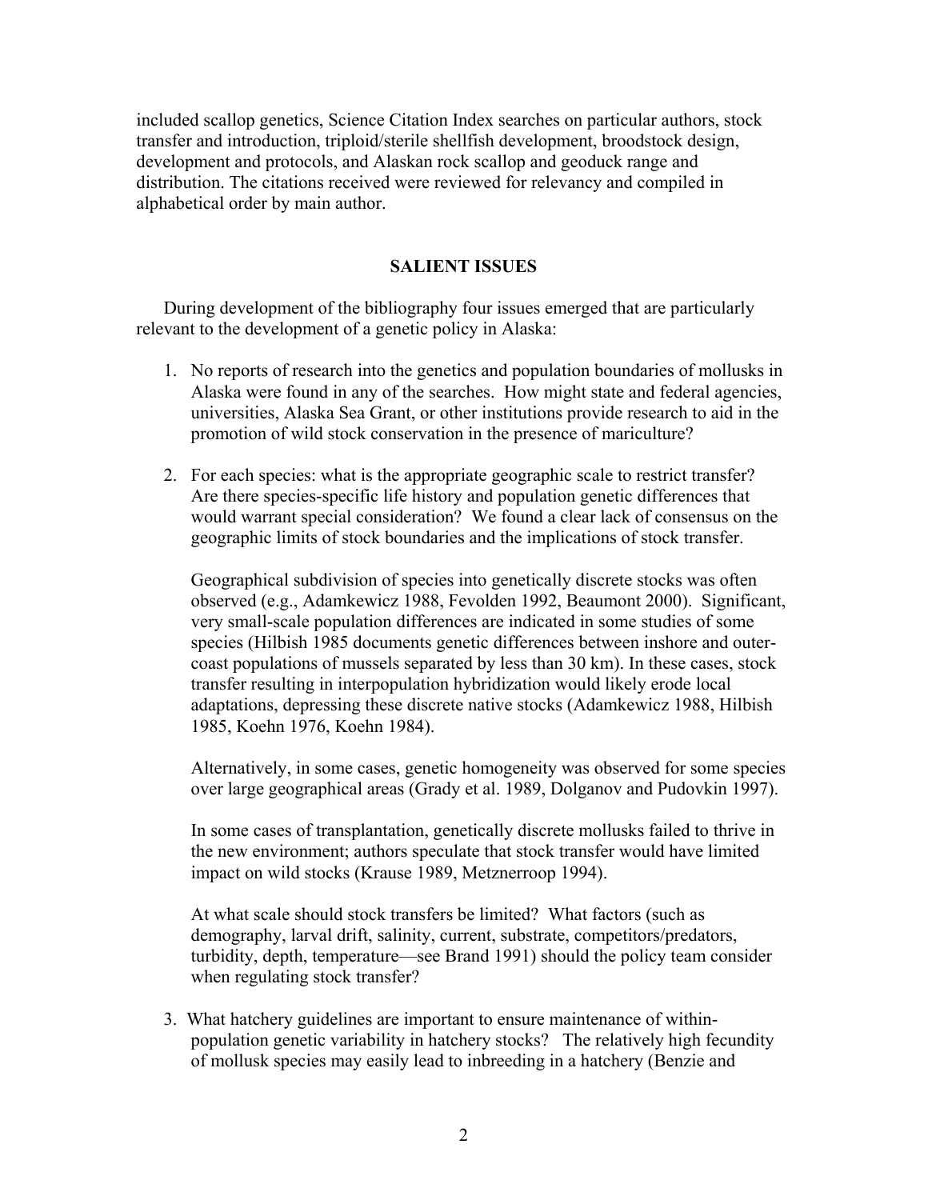included scallop genetics, Science Citation Index searches on particular authors, stock transfer and introduction, triploid/sterile shellfish development, broodstock design, development and protocols, and Alaskan rock scallop and geoduck range and distribution. The citations received were reviewed for relevancy and compiled in alphabetical order by main author.

## SALIENT ISSUES

During development of the bibliography four issues emerged that are particularly relevant to the development of a genetic policy in Alaska:

1. No reports of research into the genetics and population boundaries of mollusks in Alaska were found in any of the searches. How might state and federal agencies, universities, Alaska Sea Grant, or other institutions provide research to aid in the promotion of wild stock conservation in the presence of mariculture?

2. For each species: what is the appropriate geographic scale to restrict transfer? Are there species-specific life history and population genetic differences that would warrant special consideration? We found a clear lack of consensus on the geographic limits of stock boundaries and the implications of stock transfer.

   Geographical subdivision of species into genetically discrete stocks was often observed (e.g., Adamkewicz 1988, Fevolden 1992, Beaumont 2000). Significant, very small-scale population differences are indicated in some studies of some species (Hilbish 1985 documents genetic differences between inshore and outer-coast populations of mussels separated by less than 30 km). In these cases, stock transfer resulting in interpopulation hybridization would likely erode local adaptations, depressing these discrete native stocks (Adamkewicz 1988, Hilbish 1985, Koehn 1976, Koehn 1984).

   Alternatively, in some cases, genetic homogeneity was observed for some species over large geographical areas (Grady et al. 1989, Dolganov and Pudovkin 1997).

   In some cases of transplantation, genetically discrete mollusks failed to thrive in the new environment; authors speculate that stock transfer would have limited impact on wild stocks (Krause 1989, Metznerroop 1994).

   At what scale should stock transfers be limited? What factors (such as demography, larval drift, salinity, current, substrate, competitors/predators, turbidity, depth, temperature—see Brand 1991) should the policy team consider when regulating stock transfer?

3. What hatchery guidelines are important to ensure maintenance of within-population genetic variability in hatchery stocks? The relatively high fecundity of mollusk species may easily lead to inbreeding in a hatchery (Benzie and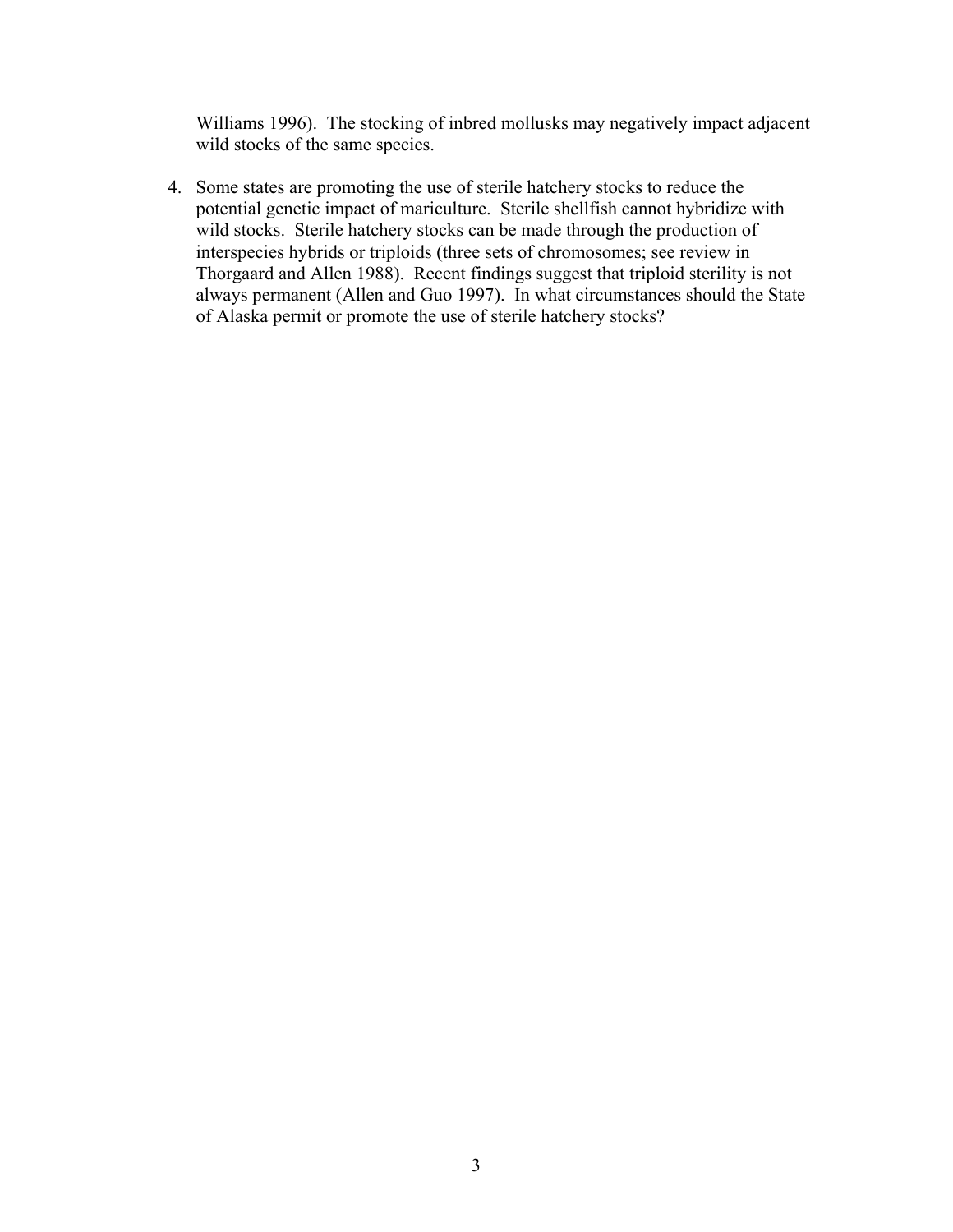Williams 1996). The stocking of inbred mollusks may negatively impact adjacent wild stocks of the same species.

4. Some states are promoting the use of sterile hatchery stocks to reduce the potential genetic impact of mariculture. Sterile shellfish cannot hybridize with wild stocks. Sterile hatchery stocks can be made through the production of interspecies hybrids or triploids (three sets of chromosomes; see review in Thorgaard and Allen 1988). Recent findings suggest that triploid sterility is not always permanent (Allen and Guo 1997). In what circumstances should the State of Alaska permit or promote the use of sterile hatchery stocks?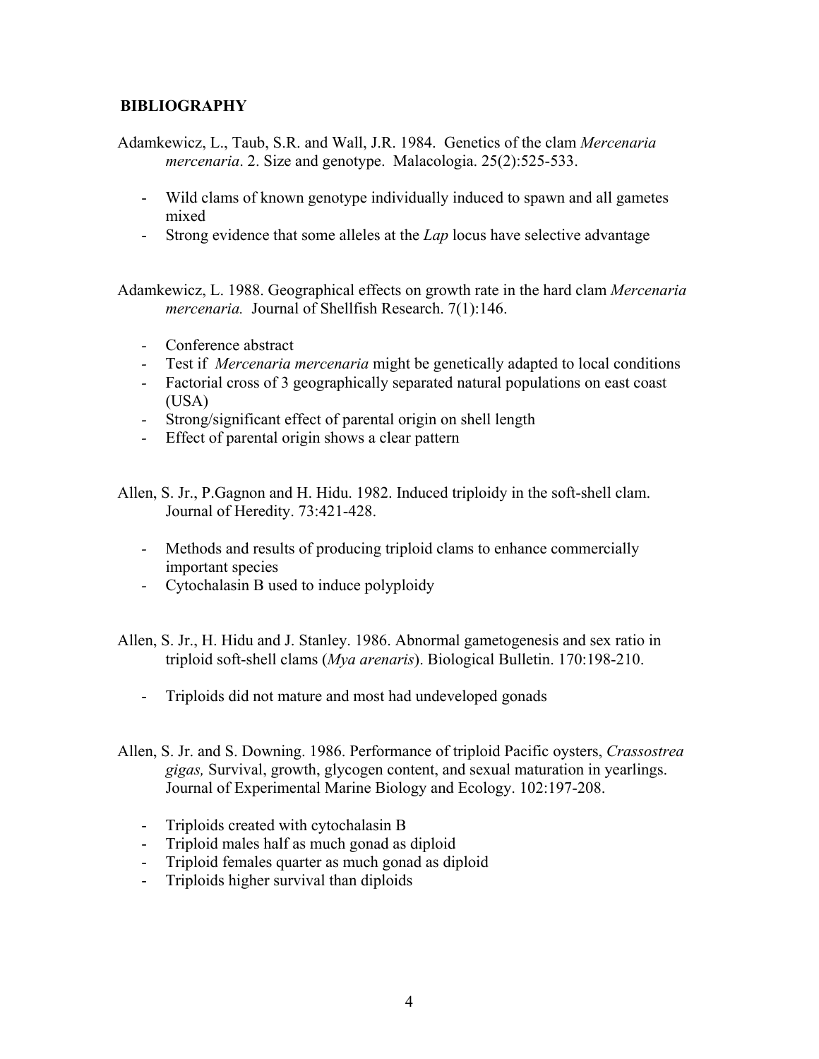## BIBLIOGRAPHY

Adamkewicz, L., Taub, S.R. and Wall, J.R. 1984. Genetics of the clam *Mercenaria mercenaria*. 2. Size and genotype. Malacologia. 25(2):525-533.

- Wild clams of known genotype individually induced to spawn and all gametes mixed
- Strong evidence that some alleles at the *Lap* locus have selective advantage

Adamkewicz, L. 1988. Geographical effects on growth rate in the hard clam *Mercenaria mercenaria.* Journal of Shellfish Research. 7(1):146.

- Conference abstract
- Test if *Mercenaria mercenaria* might be genetically adapted to local conditions
- Factorial cross of 3 geographically separated natural populations on east coast (USA)
- Strong/significant effect of parental origin on shell length
- Effect of parental origin shows a clear pattern

Allen, S. Jr., P.Gagnon and H. Hidu. 1982. Induced triploidy in the soft-shell clam. Journal of Heredity. 73:421-428.

- Methods and results of producing triploid clams to enhance commercially important species
- Cytochalasin B used to induce polyploidy

Allen, S. Jr., H. Hidu and J. Stanley. 1986. Abnormal gametogenesis and sex ratio in triploid soft-shell clams (*Mya arenaris*). Biological Bulletin. 170:198-210.

- Triploids did not mature and most had undeveloped gonads

Allen, S. Jr. and S. Downing. 1986. Performance of triploid Pacific oysters, *Crassostrea gigas,* Survival, growth, glycogen content, and sexual maturation in yearlings. Journal of Experimental Marine Biology and Ecology. 102:197-208.

- Triploids created with cytochalasin B
- Triploid males half as much gonad as diploid
- Triploid females quarter as much gonad as diploid
- Triploids higher survival than diploids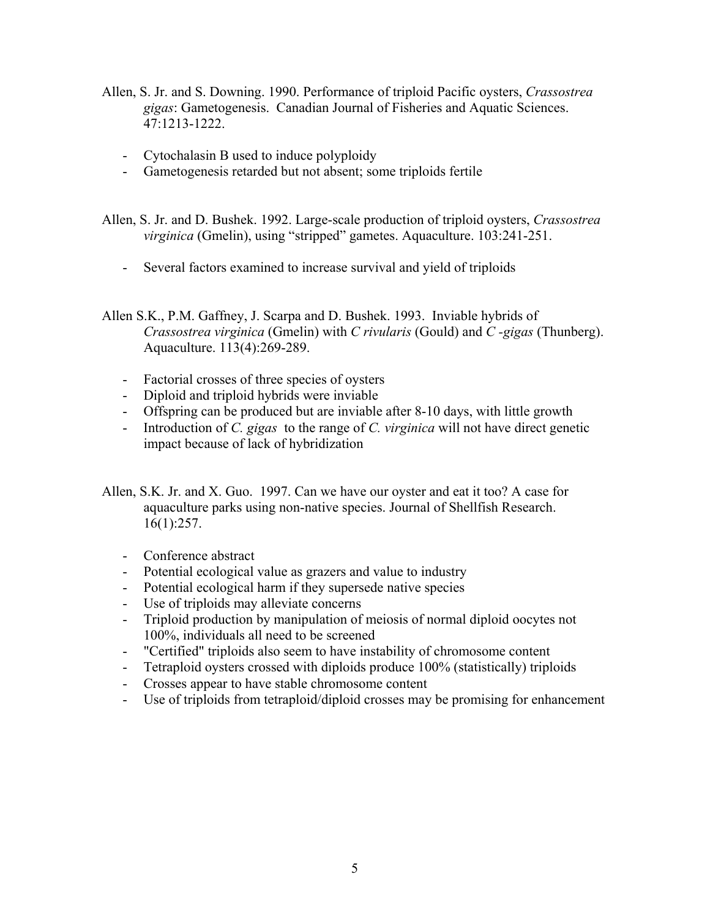Allen, S. Jr. and S. Downing. 1990. Performance of triploid Pacific oysters, *Crassostrea gigas*: Gametogenesis. Canadian Journal of Fisheries and Aquatic Sciences. 47:1213-1222.

- Cytochalasin B used to induce polyploidy
- Gametogenesis retarded but not absent; some triploids fertile

Allen, S. Jr. and D. Bushek. 1992. Large-scale production of triploid oysters, *Crassostrea virginica* (Gmelin), using "stripped" gametes. Aquaculture. 103:241-251.

- Several factors examined to increase survival and yield of triploids

Allen S.K., P.M. Gaffney, J. Scarpa and D. Bushek. 1993. Inviable hybrids of *Crassostrea virginica* (Gmelin) with *C rivularis* (Gould) and *C -gigas* (Thunberg). Aquaculture. 113(4):269-289.

- Factorial crosses of three species of oysters
- Diploid and triploid hybrids were inviable
- Offspring can be produced but are inviable after 8-10 days, with little growth
- Introduction of *C. gigas* to the range of *C. virginica* will not have direct genetic impact because of lack of hybridization

Allen, S.K. Jr. and X. Guo. 1997. Can we have our oyster and eat it too? A case for aquaculture parks using non-native species. Journal of Shellfish Research. 16(1):257.

- Conference abstract
- Potential ecological value as grazers and value to industry
- Potential ecological harm if they supersede native species
- Use of triploids may alleviate concerns
- Triploid production by manipulation of meiosis of normal diploid oocytes not 100%, individuals all need to be screened
- "Certified" triploids also seem to have instability of chromosome content
- Tetraploid oysters crossed with diploids produce 100% (statistically) triploids
- Crosses appear to have stable chromosome content
- Use of triploids from tetraploid/diploid crosses may be promising for enhancement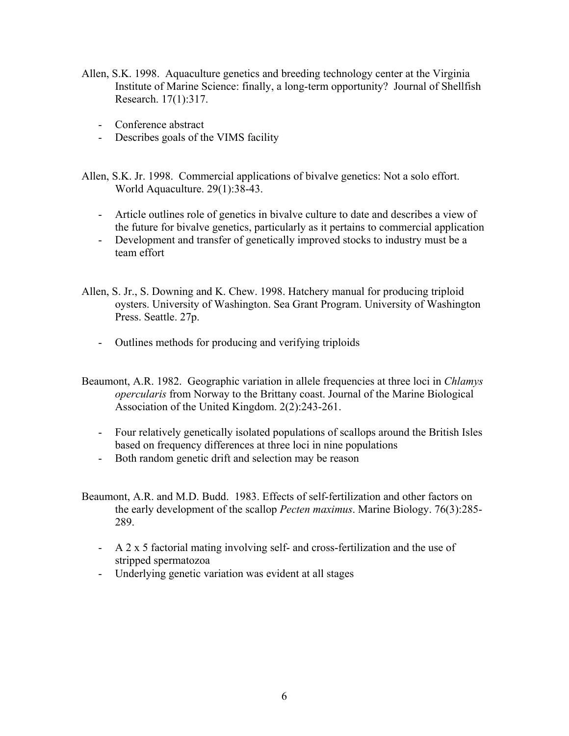Allen, S.K. 1998. Aquaculture genetics and breeding technology center at the Virginia Institute of Marine Science: finally, a long-term opportunity? Journal of Shellfish Research. 17(1):317.

- Conference abstract
- Describes goals of the VIMS facility

Allen, S.K. Jr. 1998. Commercial applications of bivalve genetics: Not a solo effort. World Aquaculture. 29(1):38-43.

- Article outlines role of genetics in bivalve culture to date and describes a view of the future for bivalve genetics, particularly as it pertains to commercial application
- Development and transfer of genetically improved stocks to industry must be a team effort

Allen, S. Jr., S. Downing and K. Chew. 1998. Hatchery manual for producing triploid oysters. University of Washington. Sea Grant Program. University of Washington Press. Seattle. 27p.

- Outlines methods for producing and verifying triploids

Beaumont, A.R. 1982. Geographic variation in allele frequencies at three loci in *Chlamys opercularis* from Norway to the Brittany coast. Journal of the Marine Biological Association of the United Kingdom. 2(2):243-261.

- Four relatively genetically isolated populations of scallops around the British Isles based on frequency differences at three loci in nine populations
- Both random genetic drift and selection may be reason

Beaumont, A.R. and M.D. Budd. 1983. Effects of self-fertilization and other factors on the early development of the scallop *Pecten maximus*. Marine Biology. 76(3):285-289.

- A 2 x 5 factorial mating involving self- and cross-fertilization and the use of stripped spermatozoa
- Underlying genetic variation was evident at all stages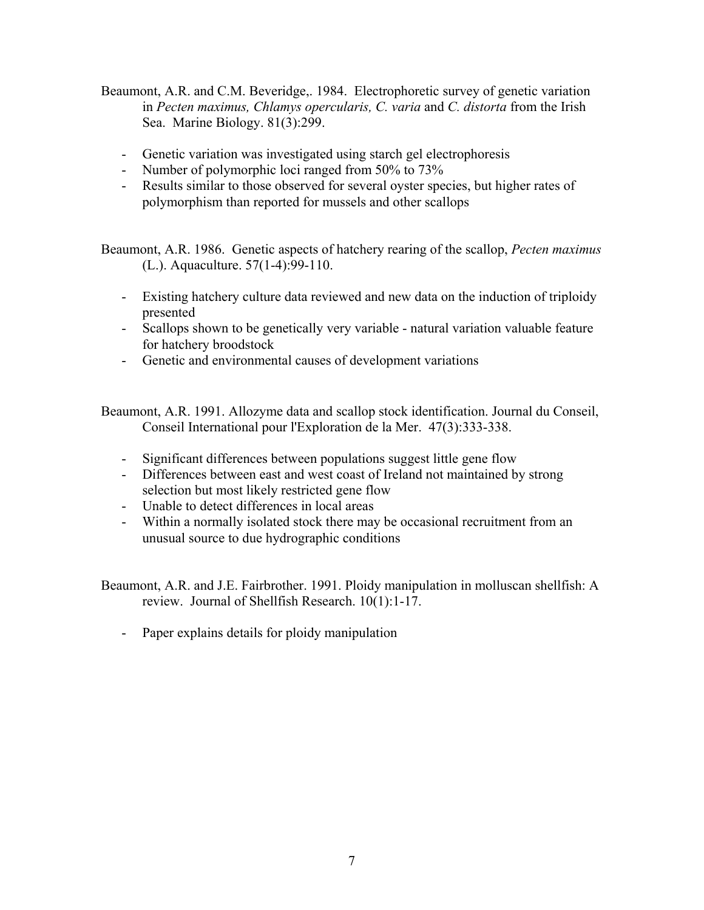Beaumont, A.R. and C.M. Beveridge,. 1984. Electrophoretic survey of genetic variation in *Pecten maximus, Chlamys opercularis, C. varia* and *C. distorta* from the Irish Sea. Marine Biology. 81(3):299.

- Genetic variation was investigated using starch gel electrophoresis
- Number of polymorphic loci ranged from 50% to 73%
- Results similar to those observed for several oyster species, but higher rates of polymorphism than reported for mussels and other scallops

Beaumont, A.R. 1986. Genetic aspects of hatchery rearing of the scallop, *Pecten maximus* (L.). Aquaculture. 57(1-4):99-110.

- Existing hatchery culture data reviewed and new data on the induction of triploidy presented
- Scallops shown to be genetically very variable - natural variation valuable feature for hatchery broodstock
- Genetic and environmental causes of development variations

Beaumont, A.R. 1991. Allozyme data and scallop stock identification. Journal du Conseil, Conseil International pour l'Exploration de la Mer. 47(3):333-338.

- Significant differences between populations suggest little gene flow
- Differences between east and west coast of Ireland not maintained by strong selection but most likely restricted gene flow
- Unable to detect differences in local areas
- Within a normally isolated stock there may be occasional recruitment from an unusual source to due hydrographic conditions

Beaumont, A.R. and J.E. Fairbrother. 1991. Ploidy manipulation in molluscan shellfish: A review. Journal of Shellfish Research. 10(1):1-17.

- Paper explains details for ploidy manipulation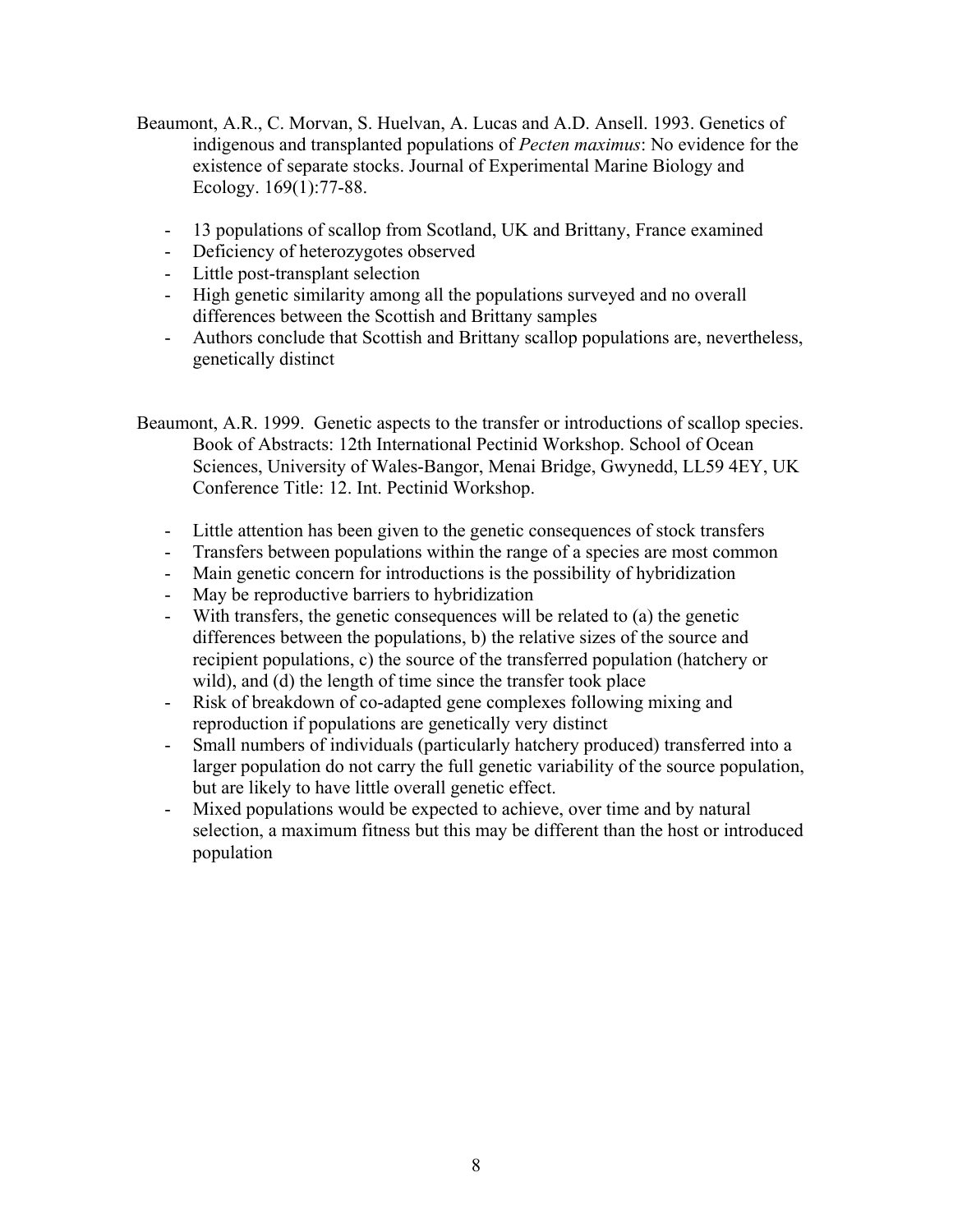Beaumont, A.R., C. Morvan, S. Huelvan, A. Lucas and A.D. Ansell. 1993. Genetics of indigenous and transplanted populations of *Pecten maximus*: No evidence for the existence of separate stocks. Journal of Experimental Marine Biology and Ecology. 169(1):77-88.

- 13 populations of scallop from Scotland, UK and Brittany, France examined
- Deficiency of heterozygotes observed
- Little post-transplant selection
- High genetic similarity among all the populations surveyed and no overall differences between the Scottish and Brittany samples
- Authors conclude that Scottish and Brittany scallop populations are, nevertheless, genetically distinct

Beaumont, A.R. 1999. Genetic aspects to the transfer or introductions of scallop species. Book of Abstracts: 12th International Pectinid Workshop. School of Ocean Sciences, University of Wales-Bangor, Menai Bridge, Gwynedd, LL59 4EY, UK Conference Title: 12. Int. Pectinid Workshop.

- Little attention has been given to the genetic consequences of stock transfers
- Transfers between populations within the range of a species are most common
- Main genetic concern for introductions is the possibility of hybridization
- May be reproductive barriers to hybridization
- With transfers, the genetic consequences will be related to (a) the genetic differences between the populations, b) the relative sizes of the source and recipient populations, c) the source of the transferred population (hatchery or wild), and (d) the length of time since the transfer took place
- Risk of breakdown of co-adapted gene complexes following mixing and reproduction if populations are genetically very distinct
- Small numbers of individuals (particularly hatchery produced) transferred into a larger population do not carry the full genetic variability of the source population, but are likely to have little overall genetic effect.
- Mixed populations would be expected to achieve, over time and by natural selection, a maximum fitness but this may be different than the host or introduced population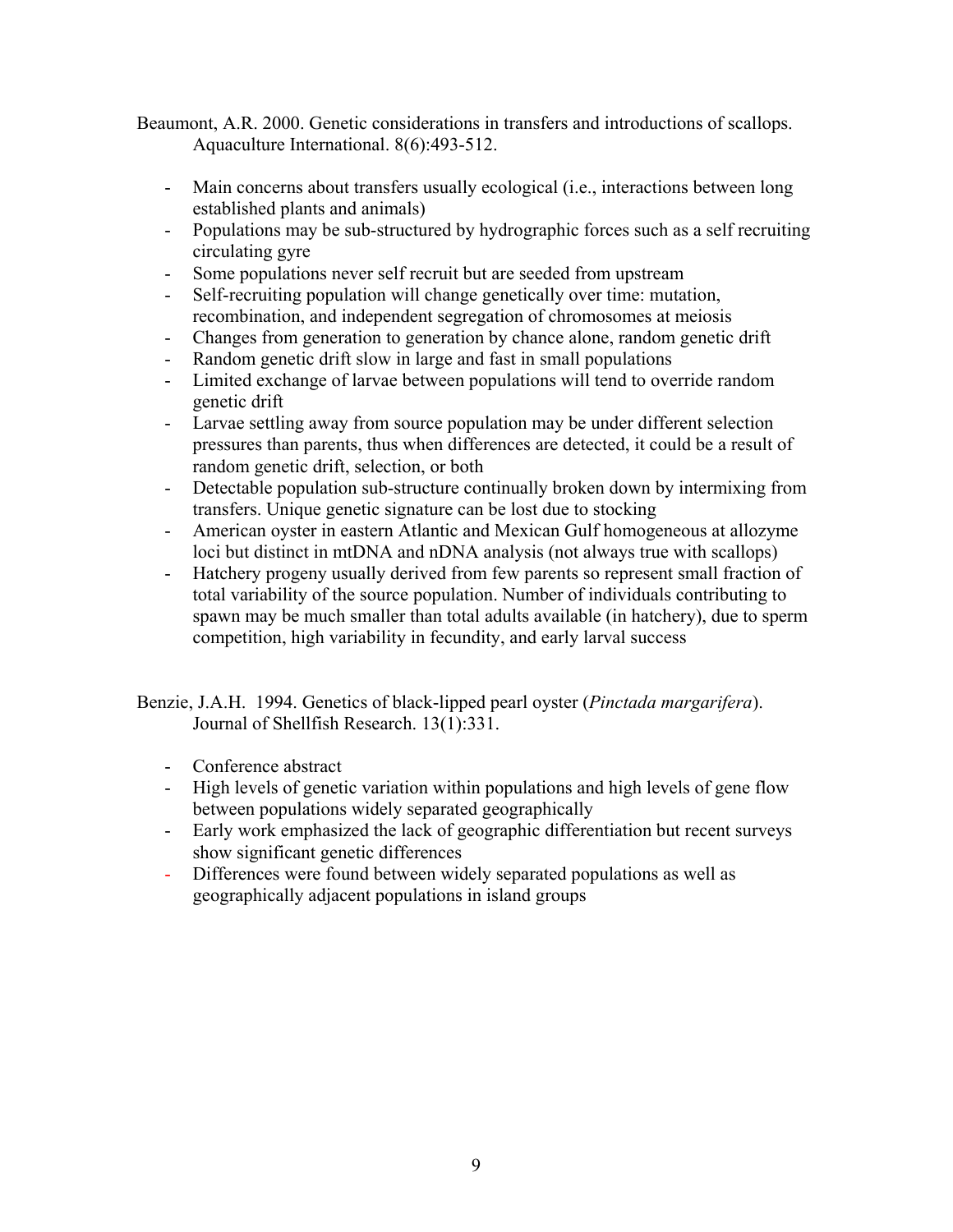Beaumont, A.R. 2000. Genetic considerations in transfers and introductions of scallops. Aquaculture International. 8(6):493-512.

- Main concerns about transfers usually ecological (i.e., interactions between long established plants and animals)
- Populations may be sub-structured by hydrographic forces such as a self recruiting circulating gyre
- Some populations never self recruit but are seeded from upstream
- Self-recruiting population will change genetically over time: mutation, recombination, and independent segregation of chromosomes at meiosis
- Changes from generation to generation by chance alone, random genetic drift
- Random genetic drift slow in large and fast in small populations
- Limited exchange of larvae between populations will tend to override random genetic drift
- Larvae settling away from source population may be under different selection pressures than parents, thus when differences are detected, it could be a result of random genetic drift, selection, or both
- Detectable population sub-structure continually broken down by intermixing from transfers. Unique genetic signature can be lost due to stocking
- American oyster in eastern Atlantic and Mexican Gulf homogeneous at allozyme loci but distinct in mtDNA and nDNA analysis (not always true with scallops)
- Hatchery progeny usually derived from few parents so represent small fraction of total variability of the source population. Number of individuals contributing to spawn may be much smaller than total adults available (in hatchery), due to sperm competition, high variability in fecundity, and early larval success

Benzie, J.A.H. 1994. Genetics of black-lipped pearl oyster (*Pinctada margarifera*). Journal of Shellfish Research. 13(1):331.

- Conference abstract
- High levels of genetic variation within populations and high levels of gene flow between populations widely separated geographically
- Early work emphasized the lack of geographic differentiation but recent surveys show significant genetic differences
- Differences were found between widely separated populations as well as geographically adjacent populations in island groups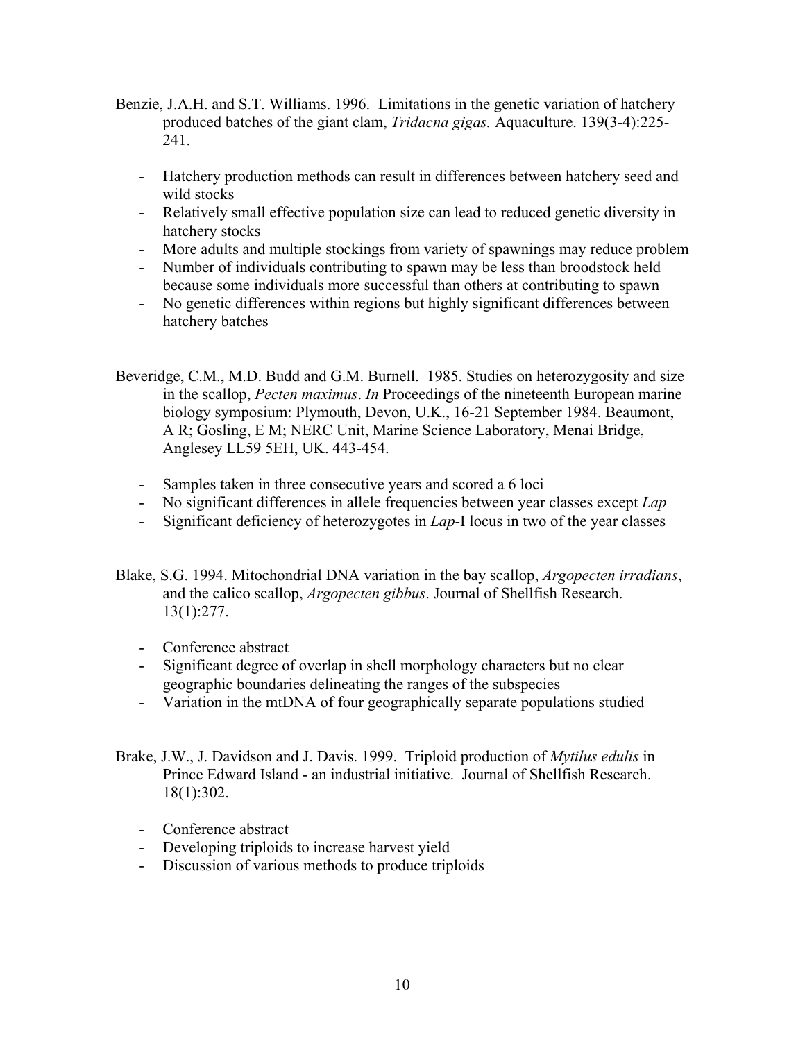Benzie, J.A.H. and S.T. Williams. 1996. Limitations in the genetic variation of hatchery produced batches of the giant clam, *Tridacna gigas.* Aquaculture. 139(3-4):225-241.

- Hatchery production methods can result in differences between hatchery seed and wild stocks
- Relatively small effective population size can lead to reduced genetic diversity in hatchery stocks
- More adults and multiple stockings from variety of spawnings may reduce problem
- Number of individuals contributing to spawn may be less than broodstock held because some individuals more successful than others at contributing to spawn
- No genetic differences within regions but highly significant differences between hatchery batches

Beveridge, C.M., M.D. Budd and G.M. Burnell. 1985. Studies on heterozygosity and size in the scallop, *Pecten maximus*. *In* Proceedings of the nineteenth European marine biology symposium: Plymouth, Devon, U.K., 16-21 September 1984. Beaumont, A R; Gosling, E M; NERC Unit, Marine Science Laboratory, Menai Bridge, Anglesey LL59 5EH, UK. 443-454.

- Samples taken in three consecutive years and scored a 6 loci
- No significant differences in allele frequencies between year classes except *Lap*
- Significant deficiency of heterozygotes in *Lap*-I locus in two of the year classes

Blake, S.G. 1994. Mitochondrial DNA variation in the bay scallop, *Argopecten irradians*, and the calico scallop, *Argopecten gibbus*. Journal of Shellfish Research. 13(1):277.

- Conference abstract
- Significant degree of overlap in shell morphology characters but no clear geographic boundaries delineating the ranges of the subspecies
- Variation in the mtDNA of four geographically separate populations studied

Brake, J.W., J. Davidson and J. Davis. 1999. Triploid production of *Mytilus edulis* in Prince Edward Island - an industrial initiative. Journal of Shellfish Research. 18(1):302.

- Conference abstract
- Developing triploids to increase harvest yield
- Discussion of various methods to produce triploids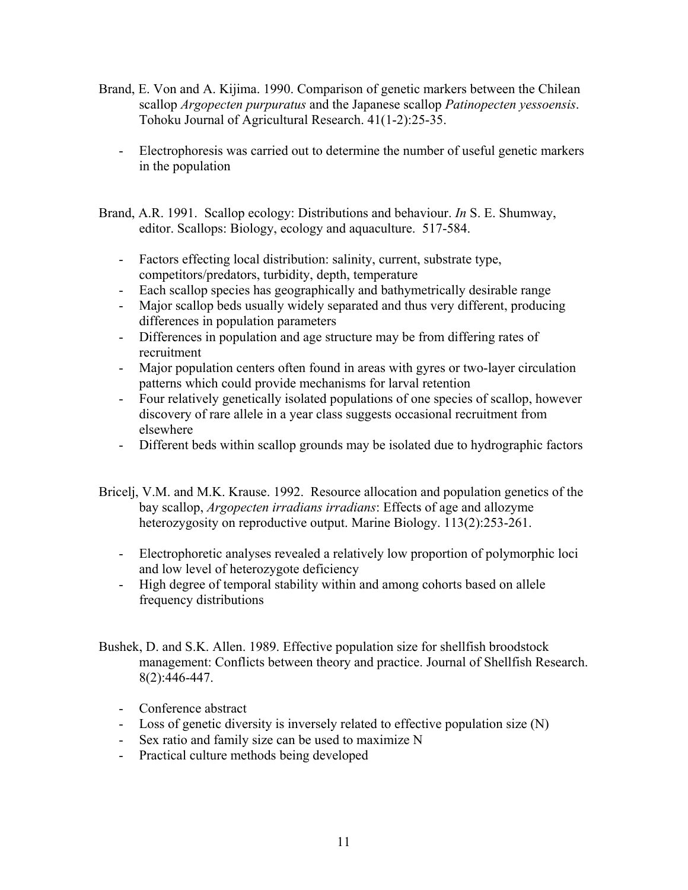Brand, E. Von and A. Kijima. 1990. Comparison of genetic markers between the Chilean scallop *Argopecten purpuratus* and the Japanese scallop *Patinopecten yessoensis*. Tohoku Journal of Agricultural Research. 41(1-2):25-35.

- Electrophoresis was carried out to determine the number of useful genetic markers in the population

Brand, A.R. 1991. Scallop ecology: Distributions and behaviour. *In* S. E. Shumway, editor. Scallops: Biology, ecology and aquaculture. 517-584.

- Factors effecting local distribution: salinity, current, substrate type, competitors/predators, turbidity, depth, temperature
- Each scallop species has geographically and bathymetrically desirable range
- Major scallop beds usually widely separated and thus very different, producing differences in population parameters
- Differences in population and age structure may be from differing rates of recruitment
- Major population centers often found in areas with gyres or two-layer circulation patterns which could provide mechanisms for larval retention
- Four relatively genetically isolated populations of one species of scallop, however discovery of rare allele in a year class suggests occasional recruitment from elsewhere
- Different beds within scallop grounds may be isolated due to hydrographic factors

Bricelj, V.M. and M.K. Krause. 1992. Resource allocation and population genetics of the bay scallop, *Argopecten irradians irradians*: Effects of age and allozyme heterozygosity on reproductive output. Marine Biology. 113(2):253-261.

- Electrophoretic analyses revealed a relatively low proportion of polymorphic loci and low level of heterozygote deficiency
- High degree of temporal stability within and among cohorts based on allele frequency distributions

Bushek, D. and S.K. Allen. 1989. Effective population size for shellfish broodstock management: Conflicts between theory and practice. Journal of Shellfish Research. 8(2):446-447.

- Conference abstract
- Loss of genetic diversity is inversely related to effective population size (N)
- Sex ratio and family size can be used to maximize N
- Practical culture methods being developed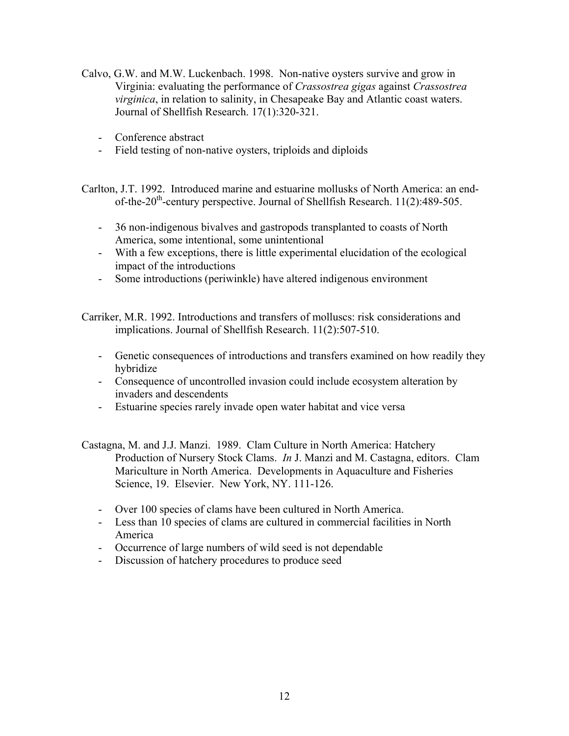Calvo, G.W. and M.W. Luckenbach. 1998. Non-native oysters survive and grow in Virginia: evaluating the performance of *Crassostrea gigas* against *Crassostrea virginica*, in relation to salinity, in Chesapeake Bay and Atlantic coast waters. Journal of Shellfish Research. 17(1):320-321.

- Conference abstract
- Field testing of non-native oysters, triploids and diploids

Carlton, J.T. 1992. Introduced marine and estuarine mollusks of North America: an end-of-the-20$^{th}$-century perspective. Journal of Shellfish Research. 11(2):489-505.

- 36 non-indigenous bivalves and gastropods transplanted to coasts of North America, some intentional, some unintentional
- With a few exceptions, there is little experimental elucidation of the ecological impact of the introductions
- Some introductions (periwinkle) have altered indigenous environment

Carriker, M.R. 1992. Introductions and transfers of molluscs: risk considerations and implications. Journal of Shellfish Research. 11(2):507-510.

- Genetic consequences of introductions and transfers examined on how readily they hybridize
- Consequence of uncontrolled invasion could include ecosystem alteration by invaders and descendents
- Estuarine species rarely invade open water habitat and vice versa

Castagna, M. and J.J. Manzi. 1989. Clam Culture in North America: Hatchery Production of Nursery Stock Clams. *In* J. Manzi and M. Castagna, editors. Clam Mariculture in North America. Developments in Aquaculture and Fisheries Science, 19. Elsevier. New York, NY. 111-126.

- Over 100 species of clams have been cultured in North America.
- Less than 10 species of clams are cultured in commercial facilities in North America
- Occurrence of large numbers of wild seed is not dependable
- Discussion of hatchery procedures to produce seed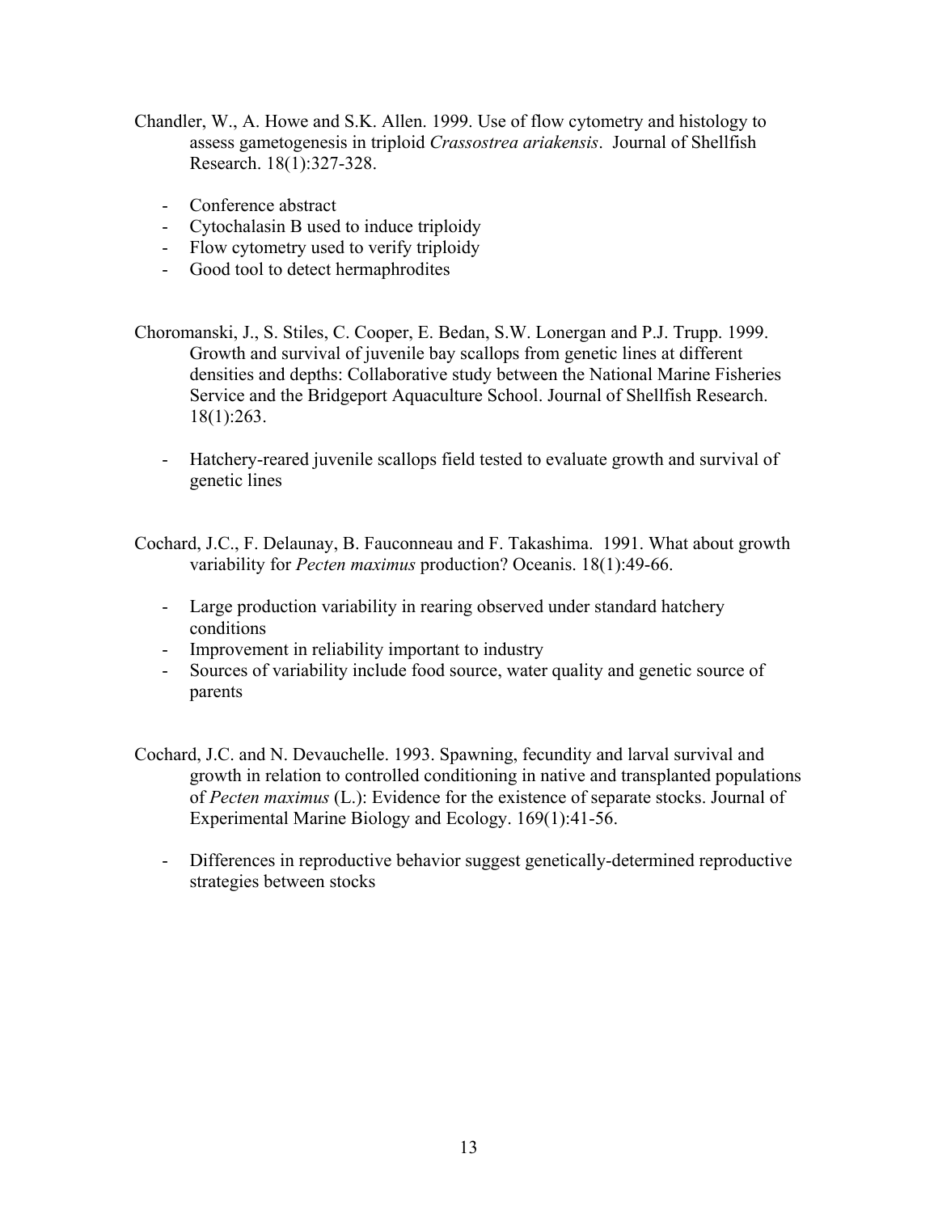Chandler, W., A. Howe and S.K. Allen. 1999. Use of flow cytometry and histology to assess gametogenesis in triploid *Crassostrea ariakensis*. Journal of Shellfish Research. 18(1):327-328.

- Conference abstract
- Cytochalasin B used to induce triploidy
- Flow cytometry used to verify triploidy
- Good tool to detect hermaphrodites

Choromanski, J., S. Stiles, C. Cooper, E. Bedan, S.W. Lonergan and P.J. Trupp. 1999. Growth and survival of juvenile bay scallops from genetic lines at different densities and depths: Collaborative study between the National Marine Fisheries Service and the Bridgeport Aquaculture School. Journal of Shellfish Research. 18(1):263.

- Hatchery-reared juvenile scallops field tested to evaluate growth and survival of genetic lines

Cochard, J.C., F. Delaunay, B. Fauconneau and F. Takashima. 1991. What about growth variability for *Pecten maximus* production? Oceanis. 18(1):49-66.

- Large production variability in rearing observed under standard hatchery conditions
- Improvement in reliability important to industry
- Sources of variability include food source, water quality and genetic source of parents

Cochard, J.C. and N. Devauchelle. 1993. Spawning, fecundity and larval survival and growth in relation to controlled conditioning in native and transplanted populations of *Pecten maximus* (L.): Evidence for the existence of separate stocks. Journal of Experimental Marine Biology and Ecology. 169(1):41-56.

- Differences in reproductive behavior suggest genetically-determined reproductive strategies between stocks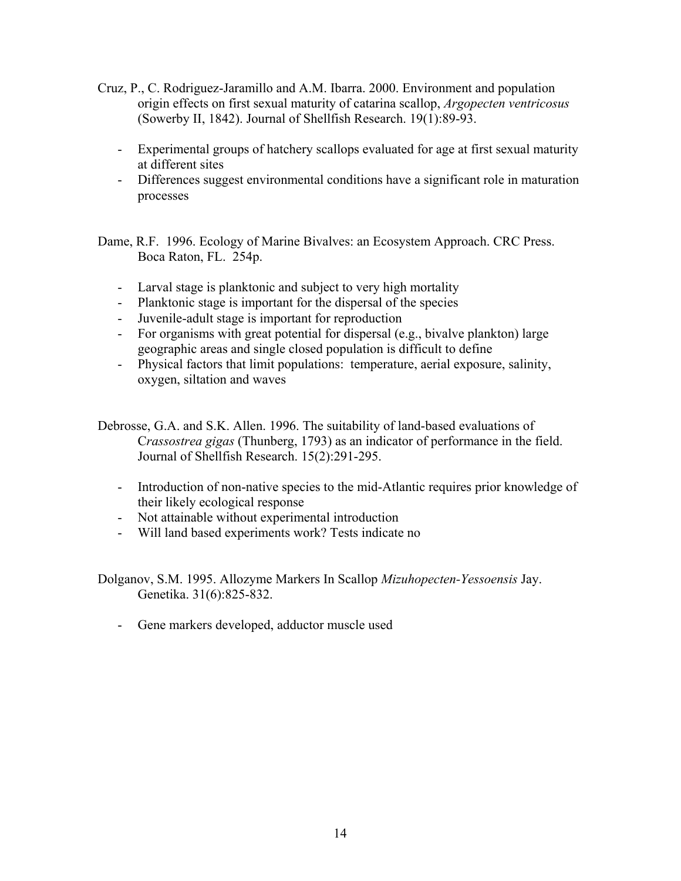Cruz, P., C. Rodriguez-Jaramillo and A.M. Ibarra. 2000. Environment and population origin effects on first sexual maturity of catarina scallop, *Argopecten ventricosus* (Sowerby II, 1842). Journal of Shellfish Research. 19(1):89-93.

- Experimental groups of hatchery scallops evaluated for age at first sexual maturity at different sites
- Differences suggest environmental conditions have a significant role in maturation processes

Dame, R.F. 1996. Ecology of Marine Bivalves: an Ecosystem Approach. CRC Press. Boca Raton, FL. 254p.

- Larval stage is planktonic and subject to very high mortality
- Planktonic stage is important for the dispersal of the species
- Juvenile-adult stage is important for reproduction
- For organisms with great potential for dispersal (e.g., bivalve plankton) large geographic areas and single closed population is difficult to define
- Physical factors that limit populations: temperature, aerial exposure, salinity, oxygen, siltation and waves

Debrosse, G.A. and S.K. Allen. 1996. The suitability of land-based evaluations of C*rassostrea gigas* (Thunberg, 1793) as an indicator of performance in the field. Journal of Shellfish Research. 15(2):291-295.

- Introduction of non-native species to the mid-Atlantic requires prior knowledge of their likely ecological response
- Not attainable without experimental introduction
- Will land based experiments work? Tests indicate no

Dolganov, S.M. 1995. Allozyme Markers In Scallop *Mizuhopecten-Yessoensis* Jay. Genetika. 31(6):825-832.

- Gene markers developed, adductor muscle used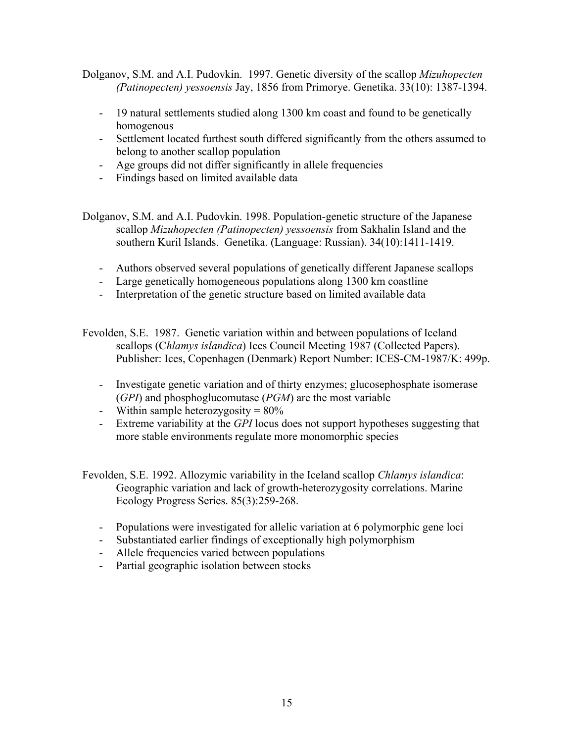Dolganov, S.M. and A.I. Pudovkin. 1997. Genetic diversity of the scallop *Mizuhopecten (Patinopecten) yessoensis* Jay, 1856 from Primorye. Genetika. 33(10): 1387-1394.

- 19 natural settlements studied along 1300 km coast and found to be genetically homogenous
- Settlement located furthest south differed significantly from the others assumed to belong to another scallop population
- Age groups did not differ significantly in allele frequencies
- Findings based on limited available data

Dolganov, S.M. and A.I. Pudovkin. 1998. Population-genetic structure of the Japanese scallop *Mizuhopecten (Patinopecten) yessoensis* from Sakhalin Island and the southern Kuril Islands. Genetika. (Language: Russian). 34(10):1411-1419.

- Authors observed several populations of genetically different Japanese scallops
- Large genetically homogeneous populations along 1300 km coastline
- Interpretation of the genetic structure based on limited available data

Fevolden, S.E. 1987. Genetic variation within and between populations of Iceland scallops (C*hlamys islandica*) Ices Council Meeting 1987 (Collected Papers). Publisher: Ices, Copenhagen (Denmark) Report Number: ICES-CM-1987/K: 499p.

- Investigate genetic variation and of thirty enzymes; glucosephosphate isomerase (*GPI*) and phosphoglucomutase (*PGM*) are the most variable
- Within sample heterozygosity = 80%
- Extreme variability at the *GPI* locus does not support hypotheses suggesting that more stable environments regulate more monomorphic species

Fevolden, S.E. 1992. Allozymic variability in the Iceland scallop *Chlamys islandica*: Geographic variation and lack of growth-heterozygosity correlations. Marine Ecology Progress Series. 85(3):259-268.

- Populations were investigated for allelic variation at 6 polymorphic gene loci
- Substantiated earlier findings of exceptionally high polymorphism
- Allele frequencies varied between populations
- Partial geographic isolation between stocks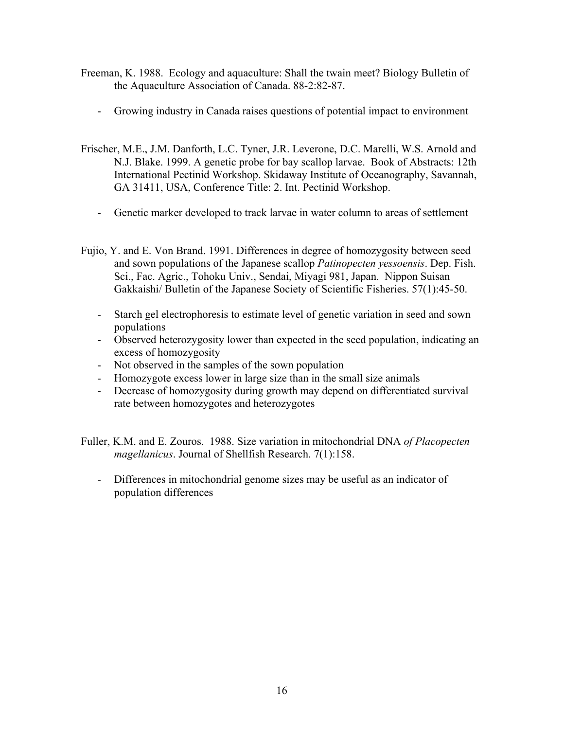Freeman, K. 1988. Ecology and aquaculture: Shall the twain meet? Biology Bulletin of the Aquaculture Association of Canada. 88-2:82-87.

- Growing industry in Canada raises questions of potential impact to environment

Frischer, M.E., J.M. Danforth, L.C. Tyner, J.R. Leverone, D.C. Marelli, W.S. Arnold and N.J. Blake. 1999. A genetic probe for bay scallop larvae. Book of Abstracts: 12th International Pectinid Workshop. Skidaway Institute of Oceanography, Savannah, GA 31411, USA, Conference Title: 2. Int. Pectinid Workshop.

- Genetic marker developed to track larvae in water column to areas of settlement

Fujio, Y. and E. Von Brand. 1991. Differences in degree of homozygosity between seed and sown populations of the Japanese scallop *Patinopecten yessoensis*. Dep. Fish. Sci., Fac. Agric., Tohoku Univ., Sendai, Miyagi 981, Japan. Nippon Suisan Gakkaishi/ Bulletin of the Japanese Society of Scientific Fisheries. 57(1):45-50.

- Starch gel electrophoresis to estimate level of genetic variation in seed and sown populations
- Observed heterozygosity lower than expected in the seed population, indicating an excess of homozygosity
- Not observed in the samples of the sown population
- Homozygote excess lower in large size than in the small size animals
- Decrease of homozygosity during growth may depend on differentiated survival rate between homozygotes and heterozygotes

Fuller, K.M. and E. Zouros. 1988. Size variation in mitochondrial DNA *of Placopecten magellanicus*. Journal of Shellfish Research. 7(1):158.

- Differences in mitochondrial genome sizes may be useful as an indicator of population differences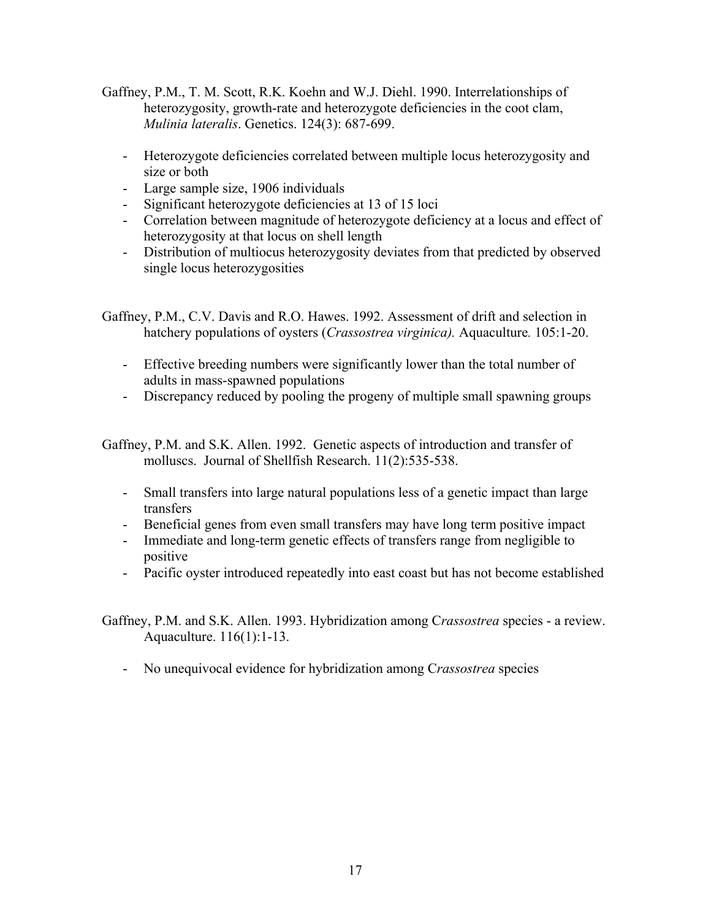Gaffney, P.M., T. M. Scott, R.K. Koehn and W.J. Diehl. 1990. Interrelationships of heterozygosity, growth-rate and heterozygote deficiencies in the coot clam, *Mulinia lateralis*. Genetics. 124(3): 687-699.

- Heterozygote deficiencies correlated between multiple locus heterozygosity and size or both
- Large sample size, 1906 individuals
- Significant heterozygote deficiencies at 13 of 15 loci
- Correlation between magnitude of heterozygote deficiency at a locus and effect of heterozygosity at that locus on shell length
- Distribution of multiocus heterozygosity deviates from that predicted by observed single locus heterozygosities

Gaffney, P.M., C.V. Davis and R.O. Hawes. 1992. Assessment of drift and selection in hatchery populations of oysters (*Crassostrea virginica).* Aquaculture*.* 105:1-20.

- Effective breeding numbers were significantly lower than the total number of adults in mass-spawned populations
- Discrepancy reduced by pooling the progeny of multiple small spawning groups

Gaffney, P.M. and S.K. Allen. 1992. Genetic aspects of introduction and transfer of molluscs. Journal of Shellfish Research. 11(2):535-538.

- Small transfers into large natural populations less of a genetic impact than large transfers
- Beneficial genes from even small transfers may have long term positive impact
- Immediate and long-term genetic effects of transfers range from negligible to positive
- Pacific oyster introduced repeatedly into east coast but has not become established

Gaffney, P.M. and S.K. Allen. 1993. Hybridization among C*rassostrea* species - a review. Aquaculture. 116(1):1-13.

- No unequivocal evidence for hybridization among C*rassostrea* species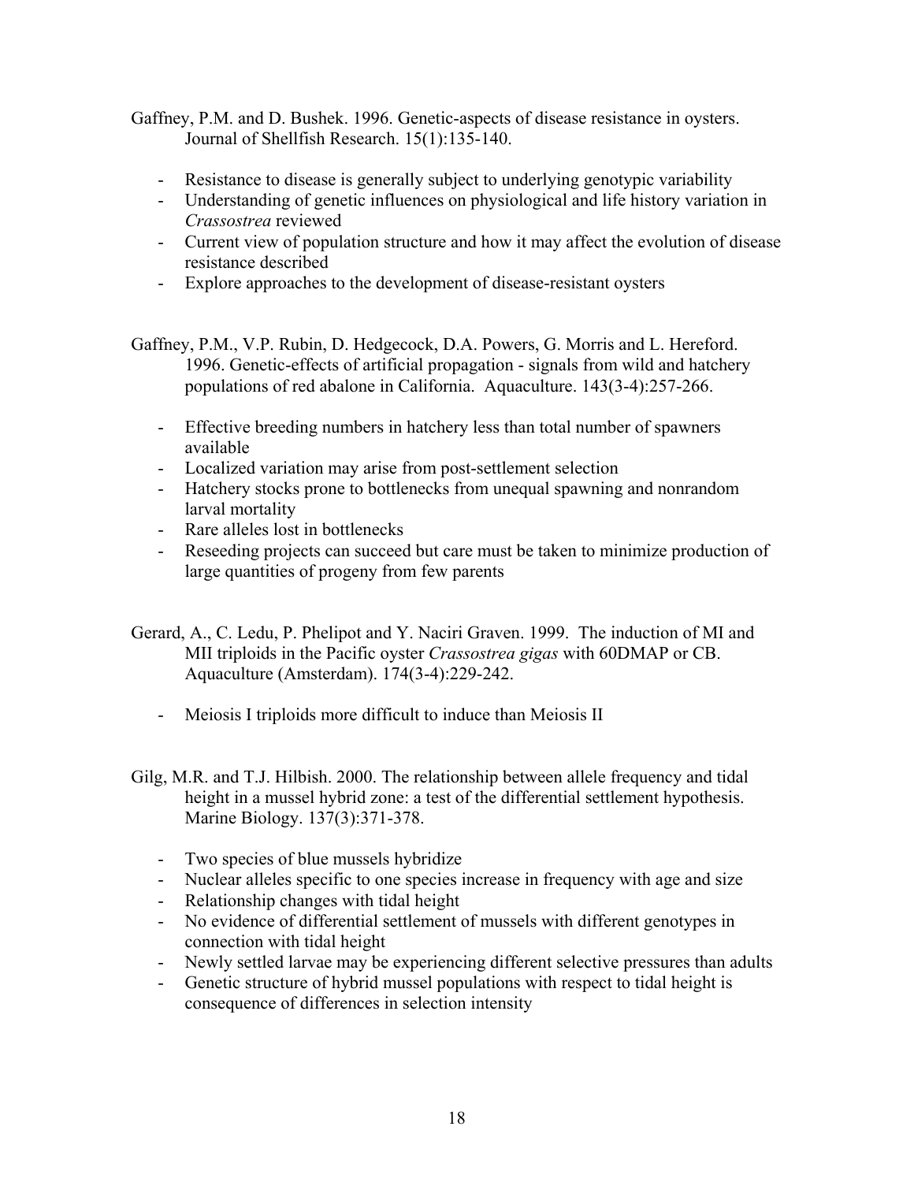Gaffney, P.M. and D. Bushek. 1996. Genetic-aspects of disease resistance in oysters. Journal of Shellfish Research. 15(1):135-140.

- Resistance to disease is generally subject to underlying genotypic variability
- Understanding of genetic influences on physiological and life history variation in *Crassostrea* reviewed
- Current view of population structure and how it may affect the evolution of disease resistance described
- Explore approaches to the development of disease-resistant oysters

Gaffney, P.M., V.P. Rubin, D. Hedgecock, D.A. Powers, G. Morris and L. Hereford. 1996. Genetic-effects of artificial propagation - signals from wild and hatchery populations of red abalone in California. Aquaculture. 143(3-4):257-266.

- Effective breeding numbers in hatchery less than total number of spawners available
- Localized variation may arise from post-settlement selection
- Hatchery stocks prone to bottlenecks from unequal spawning and nonrandom larval mortality
- Rare alleles lost in bottlenecks
- Reseeding projects can succeed but care must be taken to minimize production of large quantities of progeny from few parents

Gerard, A., C. Ledu, P. Phelipot and Y. Naciri Graven. 1999. The induction of MI and MII triploids in the Pacific oyster *Crassostrea gigas* with 60DMAP or CB. Aquaculture (Amsterdam). 174(3-4):229-242.

- Meiosis I triploids more difficult to induce than Meiosis II

Gilg, M.R. and T.J. Hilbish. 2000. The relationship between allele frequency and tidal height in a mussel hybrid zone: a test of the differential settlement hypothesis. Marine Biology. 137(3):371-378.

- Two species of blue mussels hybridize
- Nuclear alleles specific to one species increase in frequency with age and size
- Relationship changes with tidal height
- No evidence of differential settlement of mussels with different genotypes in connection with tidal height
- Newly settled larvae may be experiencing different selective pressures than adults
- Genetic structure of hybrid mussel populations with respect to tidal height is consequence of differences in selection intensity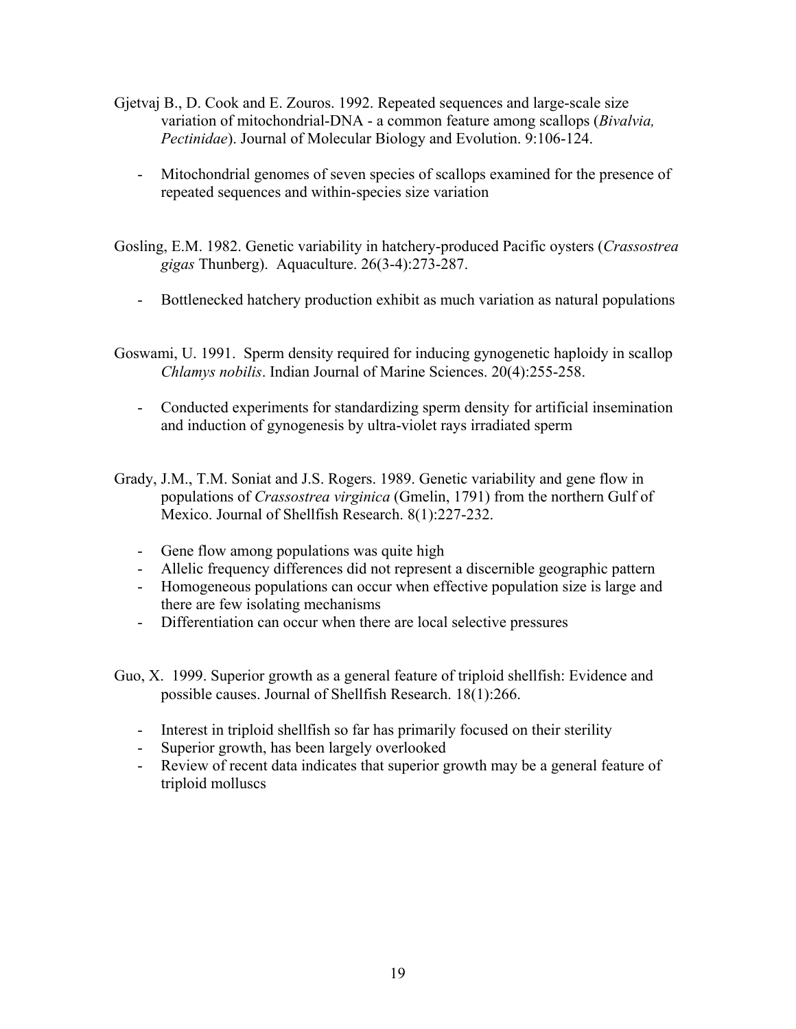Gjetvaj B., D. Cook and E. Zouros. 1992. Repeated sequences and large-scale size variation of mitochondrial-DNA - a common feature among scallops (*Bivalvia, Pectinidae*). Journal of Molecular Biology and Evolution. 9:106-124.

- Mitochondrial genomes of seven species of scallops examined for the presence of repeated sequences and within-species size variation

Gosling, E.M. 1982. Genetic variability in hatchery-produced Pacific oysters (*Crassostrea gigas* Thunberg). Aquaculture. 26(3-4):273-287.

- Bottlenecked hatchery production exhibit as much variation as natural populations

Goswami, U. 1991. Sperm density required for inducing gynogenetic haploidy in scallop *Chlamys nobilis*. Indian Journal of Marine Sciences. 20(4):255-258.

- Conducted experiments for standardizing sperm density for artificial insemination and induction of gynogenesis by ultra-violet rays irradiated sperm

Grady, J.M., T.M. Soniat and J.S. Rogers. 1989. Genetic variability and gene flow in populations of *Crassostrea virginica* (Gmelin, 1791) from the northern Gulf of Mexico. Journal of Shellfish Research. 8(1):227-232.

- Gene flow among populations was quite high
- Allelic frequency differences did not represent a discernible geographic pattern
- Homogeneous populations can occur when effective population size is large and there are few isolating mechanisms
- Differentiation can occur when there are local selective pressures

Guo, X. 1999. Superior growth as a general feature of triploid shellfish: Evidence and possible causes. Journal of Shellfish Research. 18(1):266.

- Interest in triploid shellfish so far has primarily focused on their sterility
- Superior growth, has been largely overlooked
- Review of recent data indicates that superior growth may be a general feature of triploid molluscs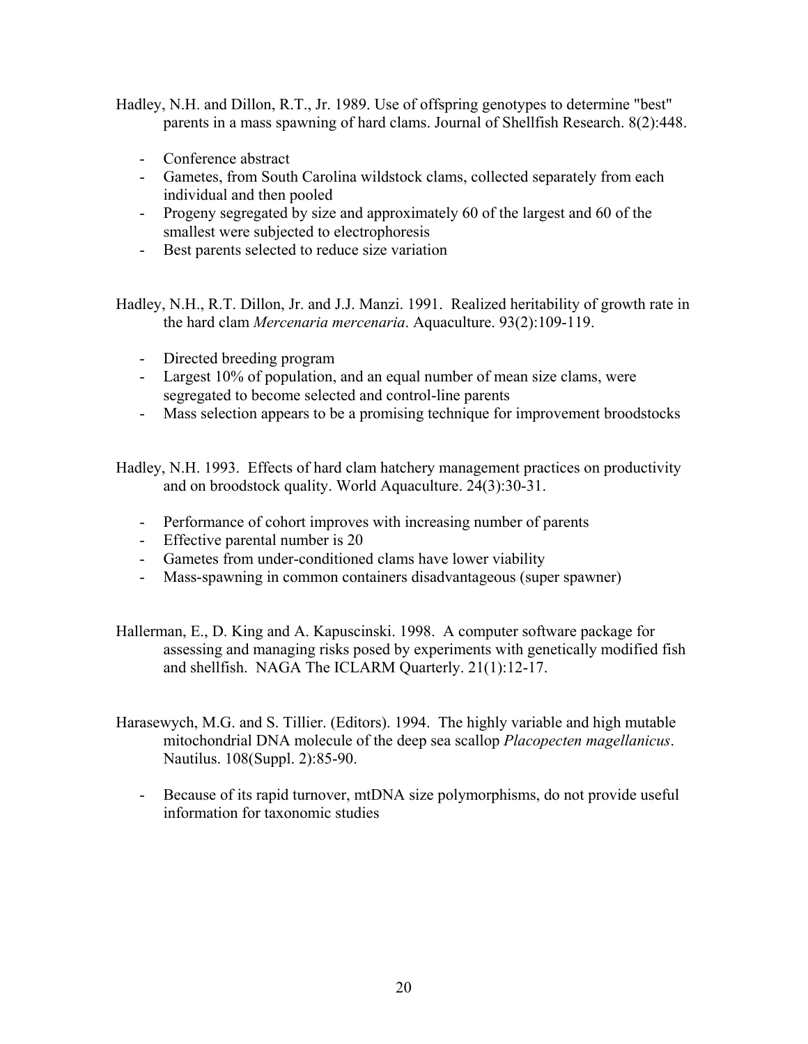Hadley, N.H. and Dillon, R.T., Jr. 1989. Use of offspring genotypes to determine "best" parents in a mass spawning of hard clams. Journal of Shellfish Research. 8(2):448.

- Conference abstract
- Gametes, from South Carolina wildstock clams, collected separately from each individual and then pooled
- Progeny segregated by size and approximately 60 of the largest and 60 of the smallest were subjected to electrophoresis
- Best parents selected to reduce size variation

Hadley, N.H., R.T. Dillon, Jr. and J.J. Manzi. 1991. Realized heritability of growth rate in the hard clam *Mercenaria mercenaria*. Aquaculture. 93(2):109-119.

- Directed breeding program
- Largest 10% of population, and an equal number of mean size clams, were segregated to become selected and control-line parents
- Mass selection appears to be a promising technique for improvement broodstocks

Hadley, N.H. 1993. Effects of hard clam hatchery management practices on productivity and on broodstock quality. World Aquaculture. 24(3):30-31.

- Performance of cohort improves with increasing number of parents
- Effective parental number is 20
- Gametes from under-conditioned clams have lower viability
- Mass-spawning in common containers disadvantageous (super spawner)

Hallerman, E., D. King and A. Kapuscinski. 1998. A computer software package for assessing and managing risks posed by experiments with genetically modified fish and shellfish. NAGA The ICLARM Quarterly. 21(1):12-17.

Harasewych, M.G. and S. Tillier. (Editors). 1994. The highly variable and high mutable mitochondrial DNA molecule of the deep sea scallop *Placopecten magellanicus*. Nautilus. 108(Suppl. 2):85-90.

- Because of its rapid turnover, mtDNA size polymorphisms, do not provide useful information for taxonomic studies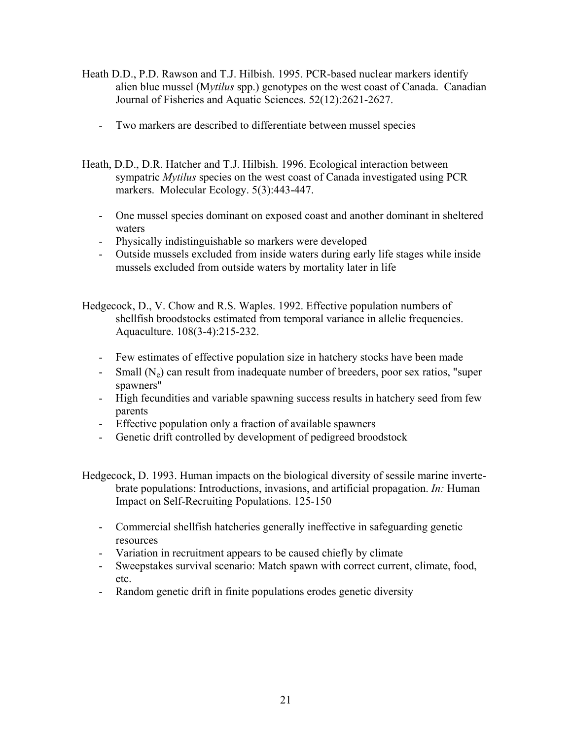Heath D.D., P.D. Rawson and T.J. Hilbish. 1995. PCR-based nuclear markers identify alien blue mussel (M*ytilus* spp.) genotypes on the west coast of Canada. Canadian Journal of Fisheries and Aquatic Sciences. 52(12):2621-2627.

- Two markers are described to differentiate between mussel species

Heath, D.D., D.R. Hatcher and T.J. Hilbish. 1996. Ecological interaction between sympatric *Mytilus* species on the west coast of Canada investigated using PCR markers. Molecular Ecology. 5(3):443-447.

- One mussel species dominant on exposed coast and another dominant in sheltered waters
- Physically indistinguishable so markers were developed
- Outside mussels excluded from inside waters during early life stages while inside mussels excluded from outside waters by mortality later in life

Hedgecock, D., V. Chow and R.S. Waples. 1992. Effective population numbers of shellfish broodstocks estimated from temporal variance in allelic frequencies. Aquaculture. 108(3-4):215-232.

- Few estimates of effective population size in hatchery stocks have been made
- Small ($N_e$) can result from inadequate number of breeders, poor sex ratios, "super spawners"
- High fecundities and variable spawning success results in hatchery seed from few parents
- Effective population only a fraction of available spawners
- Genetic drift controlled by development of pedigreed broodstock

Hedgecock, D. 1993. Human impacts on the biological diversity of sessile marine invertebrate populations: Introductions, invasions, and artificial propagation. *In:* Human Impact on Self-Recruiting Populations. 125-150

- Commercial shellfish hatcheries generally ineffective in safeguarding genetic resources
- Variation in recruitment appears to be caused chiefly by climate
- Sweepstakes survival scenario: Match spawn with correct current, climate, food, etc.
- Random genetic drift in finite populations erodes genetic diversity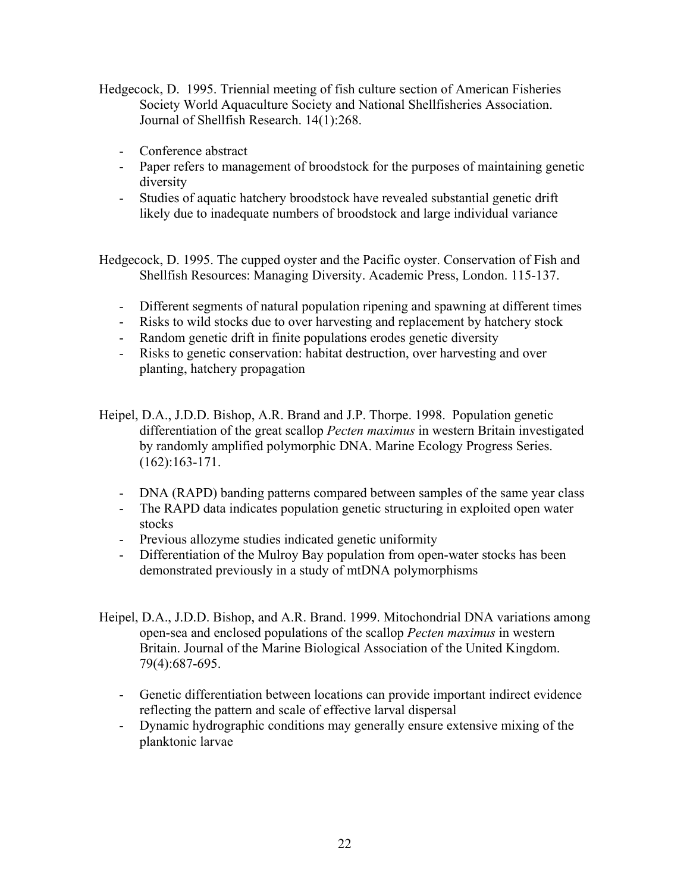Hedgecock, D. 1995. Triennial meeting of fish culture section of American Fisheries Society World Aquaculture Society and National Shellfisheries Association. Journal of Shellfish Research. 14(1):268.

- Conference abstract
- Paper refers to management of broodstock for the purposes of maintaining genetic diversity
- Studies of aquatic hatchery broodstock have revealed substantial genetic drift likely due to inadequate numbers of broodstock and large individual variance

Hedgecock, D. 1995. The cupped oyster and the Pacific oyster. Conservation of Fish and Shellfish Resources: Managing Diversity. Academic Press, London. 115-137.

- Different segments of natural population ripening and spawning at different times
- Risks to wild stocks due to over harvesting and replacement by hatchery stock
- Random genetic drift in finite populations erodes genetic diversity
- Risks to genetic conservation: habitat destruction, over harvesting and over planting, hatchery propagation

Heipel, D.A., J.D.D. Bishop, A.R. Brand and J.P. Thorpe. 1998. Population genetic differentiation of the great scallop *Pecten maximus* in western Britain investigated by randomly amplified polymorphic DNA. Marine Ecology Progress Series. (162):163-171.

- DNA (RAPD) banding patterns compared between samples of the same year class
- The RAPD data indicates population genetic structuring in exploited open water stocks
- Previous allozyme studies indicated genetic uniformity
- Differentiation of the Mulroy Bay population from open-water stocks has been demonstrated previously in a study of mtDNA polymorphisms

Heipel, D.A., J.D.D. Bishop, and A.R. Brand. 1999. Mitochondrial DNA variations among open-sea and enclosed populations of the scallop *Pecten maximus* in western Britain. Journal of the Marine Biological Association of the United Kingdom. 79(4):687-695.

- Genetic differentiation between locations can provide important indirect evidence reflecting the pattern and scale of effective larval dispersal
- Dynamic hydrographic conditions may generally ensure extensive mixing of the planktonic larvae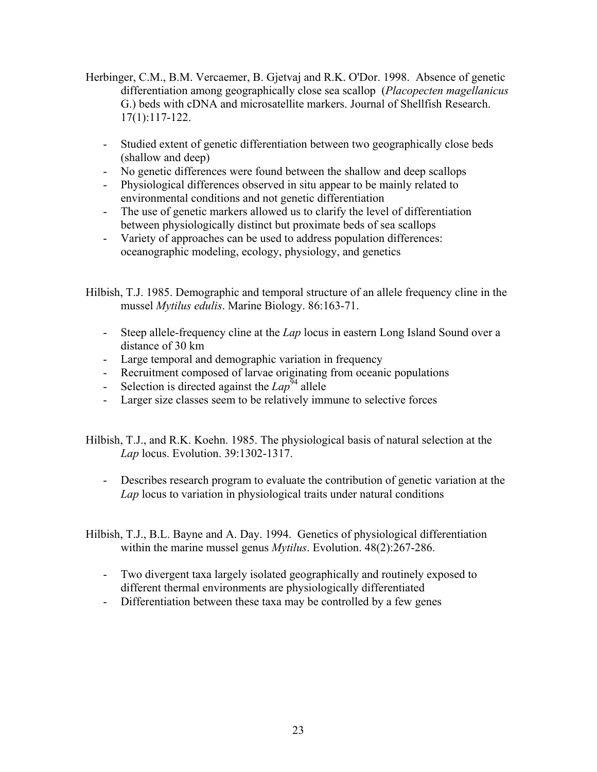Herbinger, C.M., B.M. Vercaemer, B. Gjetvaj and R.K. O'Dor. 1998. Absence of genetic differentiation among geographically close sea scallop (*Placopecten magellanicus* G.) beds with cDNA and microsatellite markers. Journal of Shellfish Research. 17(1):117-122.

- Studied extent of genetic differentiation between two geographically close beds (shallow and deep)
- No genetic differences were found between the shallow and deep scallops
- Physiological differences observed in situ appear to be mainly related to environmental conditions and not genetic differentiation
- The use of genetic markers allowed us to clarify the level of differentiation between physiologically distinct but proximate beds of sea scallops
- Variety of approaches can be used to address population differences: oceanographic modeling, ecology, physiology, and genetics

Hilbish, T.J. 1985. Demographic and temporal structure of an allele frequency cline in the mussel *Mytilus edulis*. Marine Biology. 86:163-71.

- Steep allele-frequency cline at the *Lap* locus in eastern Long Island Sound over a distance of 30 km
- Large temporal and demographic variation in frequency
- Recruitment composed of larvae originating from oceanic populations
- Selection is directed against the *Lap*$^{94}$ allele
- Larger size classes seem to be relatively immune to selective forces

Hilbish, T.J., and R.K. Koehn. 1985. The physiological basis of natural selection at the *Lap* locus. Evolution. 39:1302-1317.

- Describes research program to evaluate the contribution of genetic variation at the *Lap* locus to variation in physiological traits under natural conditions

Hilbish, T.J., B.L. Bayne and A. Day. 1994. Genetics of physiological differentiation within the marine mussel genus *Mytilus*. Evolution. 48(2):267-286.

- Two divergent taxa largely isolated geographically and routinely exposed to different thermal environments are physiologically differentiated
- Differentiation between these taxa may be controlled by a few genes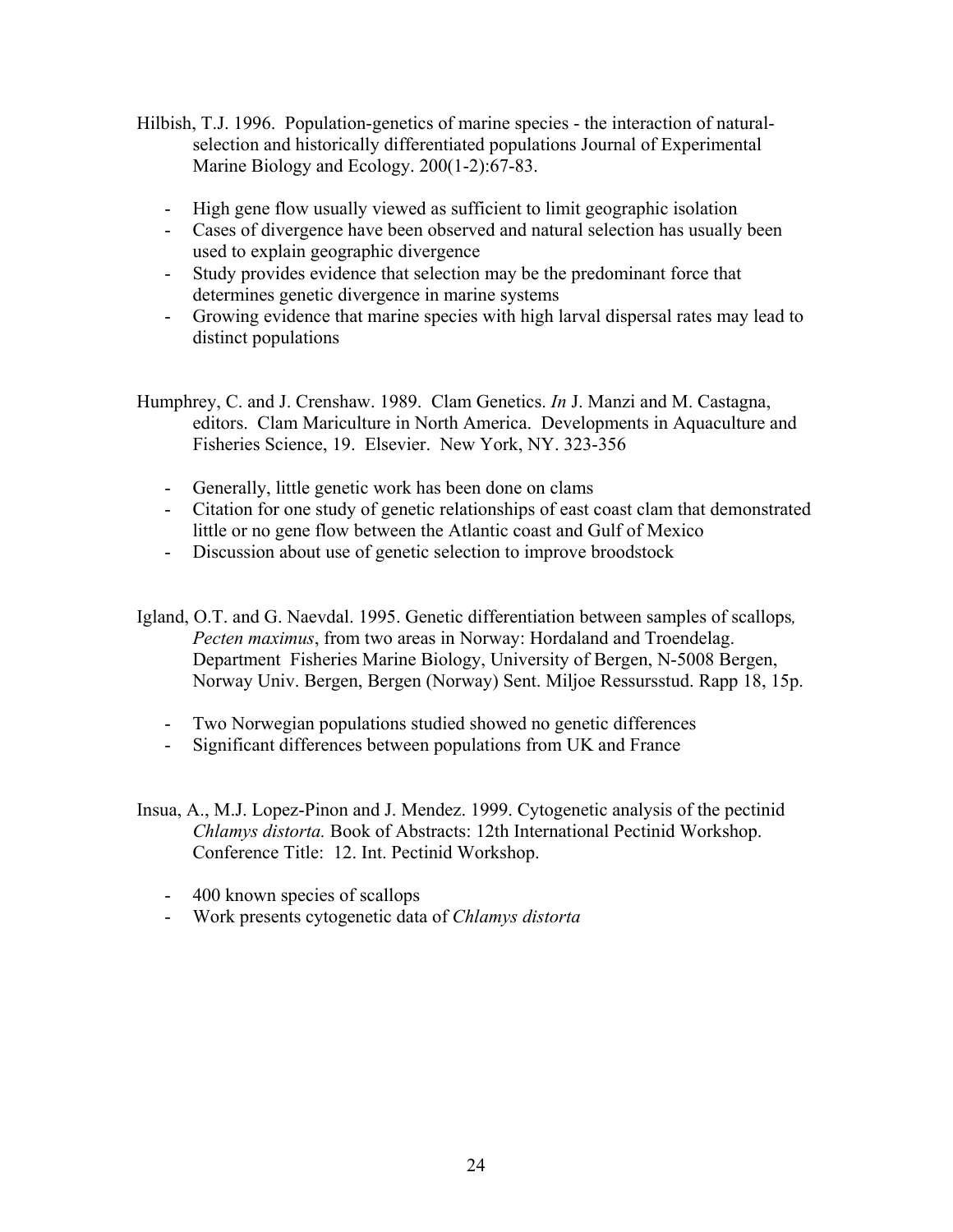Hilbish, T.J. 1996. Population-genetics of marine species - the interaction of natural-selection and historically differentiated populations Journal of Experimental Marine Biology and Ecology. 200(1-2):67-83.

- High gene flow usually viewed as sufficient to limit geographic isolation
- Cases of divergence have been observed and natural selection has usually been used to explain geographic divergence
- Study provides evidence that selection may be the predominant force that determines genetic divergence in marine systems
- Growing evidence that marine species with high larval dispersal rates may lead to distinct populations

Humphrey, C. and J. Crenshaw. 1989. Clam Genetics. *In* J. Manzi and M. Castagna, editors. Clam Mariculture in North America. Developments in Aquaculture and Fisheries Science, 19. Elsevier. New York, NY. 323-356

- Generally, little genetic work has been done on clams
- Citation for one study of genetic relationships of east coast clam that demonstrated little or no gene flow between the Atlantic coast and Gulf of Mexico
- Discussion about use of genetic selection to improve broodstock

Igland, O.T. and G. Naevdal. 1995. Genetic differentiation between samples of scallops*, Pecten maximus*, from two areas in Norway: Hordaland and Troendelag. Department Fisheries Marine Biology, University of Bergen, N-5008 Bergen, Norway Univ. Bergen, Bergen (Norway) Sent. Miljoe Ressursstud. Rapp 18, 15p.

- Two Norwegian populations studied showed no genetic differences
- Significant differences between populations from UK and France

Insua, A., M.J. Lopez-Pinon and J. Mendez. 1999. Cytogenetic analysis of the pectinid *Chlamys distorta.* Book of Abstracts: 12th International Pectinid Workshop. Conference Title: 12. Int. Pectinid Workshop.

- 400 known species of scallops
- Work presents cytogenetic data of *Chlamys distorta*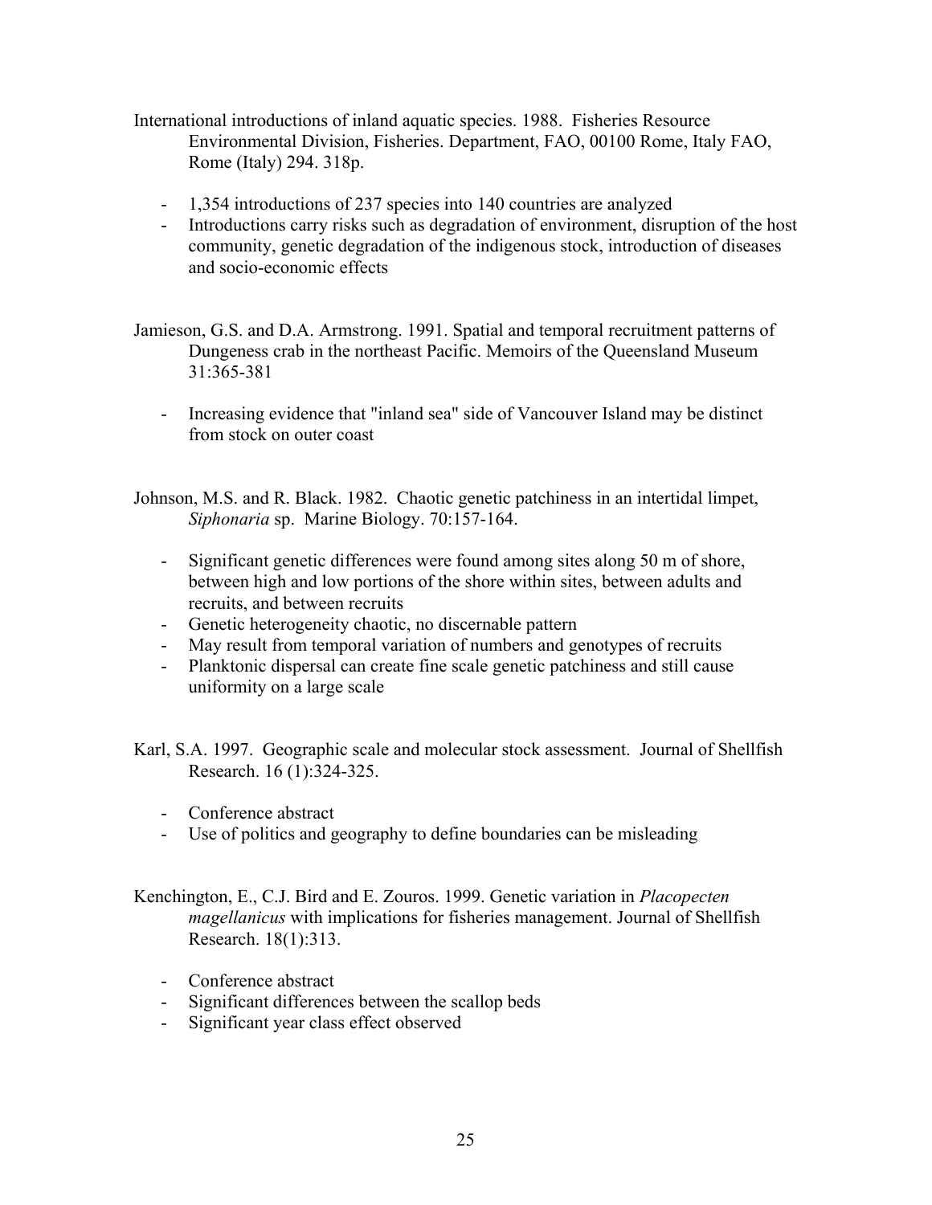International introductions of inland aquatic species. 1988. Fisheries Resource Environmental Division, Fisheries. Department, FAO, 00100 Rome, Italy FAO, Rome (Italy) 294. 318p.

- 1,354 introductions of 237 species into 140 countries are analyzed
- Introductions carry risks such as degradation of environment, disruption of the host community, genetic degradation of the indigenous stock, introduction of diseases and socio-economic effects

Jamieson, G.S. and D.A. Armstrong. 1991. Spatial and temporal recruitment patterns of Dungeness crab in the northeast Pacific. Memoirs of the Queensland Museum 31:365-381

- Increasing evidence that "inland sea" side of Vancouver Island may be distinct from stock on outer coast

Johnson, M.S. and R. Black. 1982. Chaotic genetic patchiness in an intertidal limpet, *Siphonaria* sp. Marine Biology. 70:157-164.

- Significant genetic differences were found among sites along 50 m of shore, between high and low portions of the shore within sites, between adults and recruits, and between recruits
- Genetic heterogeneity chaotic, no discernable pattern
- May result from temporal variation of numbers and genotypes of recruits
- Planktonic dispersal can create fine scale genetic patchiness and still cause uniformity on a large scale

Karl, S.A. 1997. Geographic scale and molecular stock assessment. Journal of Shellfish Research. 16 (1):324-325.

- Conference abstract
- Use of politics and geography to define boundaries can be misleading

Kenchington, E., C.J. Bird and E. Zouros. 1999. Genetic variation in *Placopecten magellanicus* with implications for fisheries management. Journal of Shellfish Research. 18(1):313.

- Conference abstract
- Significant differences between the scallop beds
- Significant year class effect observed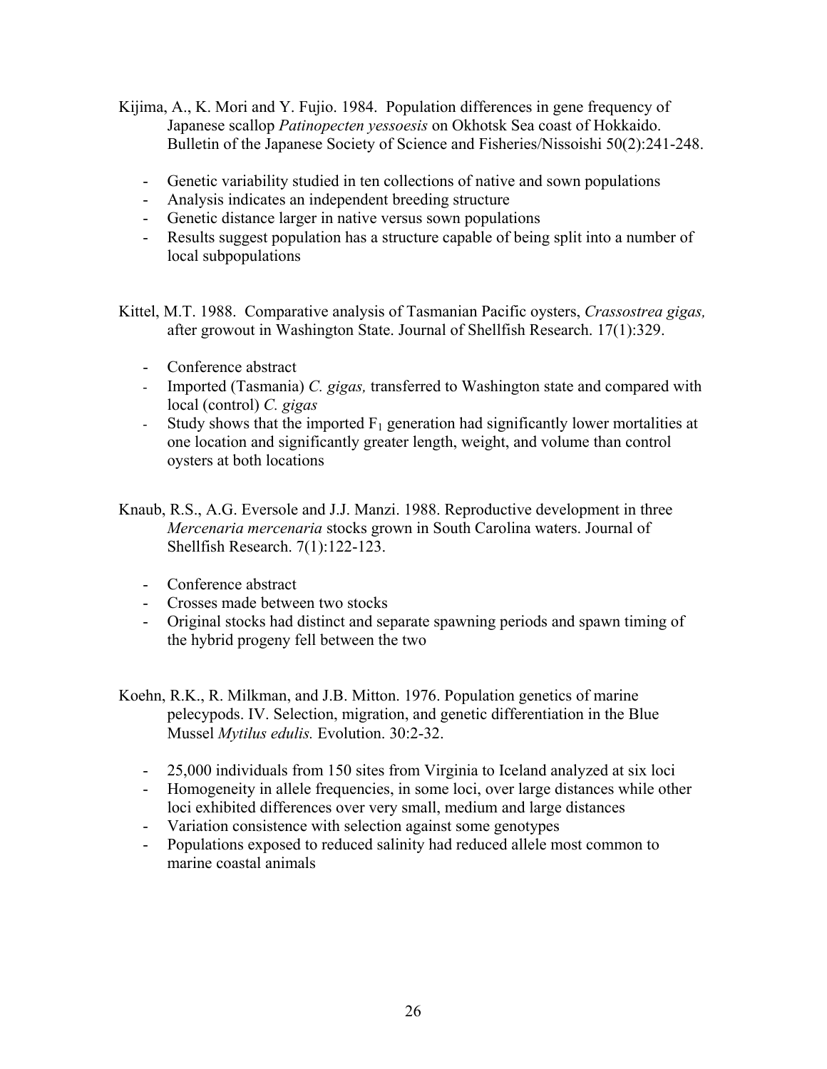Kijima, A., K. Mori and Y. Fujio. 1984. Population differences in gene frequency of Japanese scallop *Patinopecten yessoesis* on Okhotsk Sea coast of Hokkaido. Bulletin of the Japanese Society of Science and Fisheries/Nissoishi 50(2):241-248.

- Genetic variability studied in ten collections of native and sown populations
- Analysis indicates an independent breeding structure
- Genetic distance larger in native versus sown populations
- Results suggest population has a structure capable of being split into a number of local subpopulations

Kittel, M.T. 1988. Comparative analysis of Tasmanian Pacific oysters, *Crassostrea gigas,* after growout in Washington State. Journal of Shellfish Research. 17(1):329.

- Conference abstract
- Imported (Tasmania) *C. gigas,* transferred to Washington state and compared with local (control) *C. gigas*
- Study shows that the imported $F_1$ generation had significantly lower mortalities at one location and significantly greater length, weight, and volume than control oysters at both locations

Knaub, R.S., A.G. Eversole and J.J. Manzi. 1988. Reproductive development in three *Mercenaria mercenaria* stocks grown in South Carolina waters. Journal of Shellfish Research. 7(1):122-123.

- Conference abstract
- Crosses made between two stocks
- Original stocks had distinct and separate spawning periods and spawn timing of the hybrid progeny fell between the two

Koehn, R.K., R. Milkman, and J.B. Mitton. 1976. Population genetics of marine pelecypods. IV. Selection, migration, and genetic differentiation in the Blue Mussel *Mytilus edulis.* Evolution. 30:2-32.

- 25,000 individuals from 150 sites from Virginia to Iceland analyzed at six loci
- Homogeneity in allele frequencies, in some loci, over large distances while other loci exhibited differences over very small, medium and large distances
- Variation consistence with selection against some genotypes
- Populations exposed to reduced salinity had reduced allele most common to marine coastal animals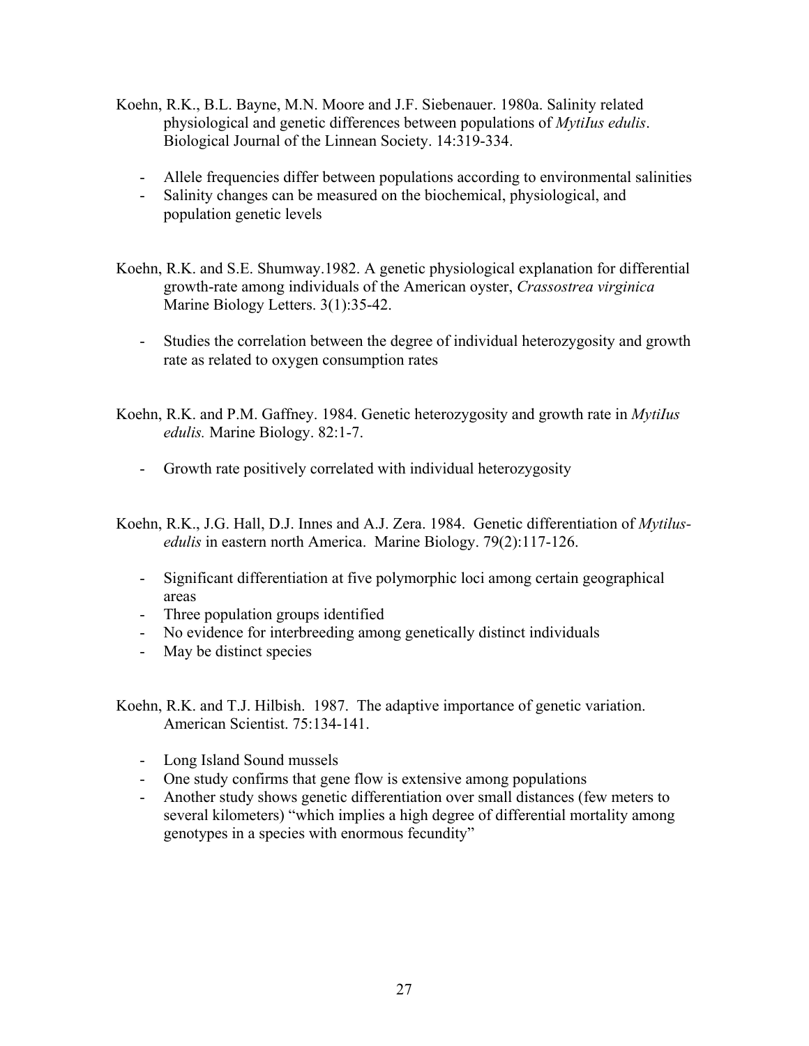Koehn, R.K., B.L. Bayne, M.N. Moore and J.F. Siebenauer. 1980a. Salinity related physiological and genetic differences between populations of *MytiIus edulis*. Biological Journal of the Linnean Society. 14:319-334.

- Allele frequencies differ between populations according to environmental salinities
- Salinity changes can be measured on the biochemical, physiological, and population genetic levels

Koehn, R.K. and S.E. Shumway.1982. A genetic physiological explanation for differential growth-rate among individuals of the American oyster, *Crassostrea virginica* Marine Biology Letters. 3(1):35-42.

- Studies the correlation between the degree of individual heterozygosity and growth rate as related to oxygen consumption rates

Koehn, R.K. and P.M. Gaffney. 1984. Genetic heterozygosity and growth rate in *MytiIus edulis.* Marine Biology. 82:1-7.

- Growth rate positively correlated with individual heterozygosity

Koehn, R.K., J.G. Hall, D.J. Innes and A.J. Zera. 1984. Genetic differentiation of *Mytilus-edulis* in eastern north America. Marine Biology. 79(2):117-126.

- Significant differentiation at five polymorphic loci among certain geographical areas
- Three population groups identified
- No evidence for interbreeding among genetically distinct individuals
- May be distinct species

Koehn, R.K. and T.J. Hilbish. 1987. The adaptive importance of genetic variation. American Scientist. 75:134-141.

- Long Island Sound mussels
- One study confirms that gene flow is extensive among populations
- Another study shows genetic differentiation over small distances (few meters to several kilometers) "which implies a high degree of differential mortality among genotypes in a species with enormous fecundity"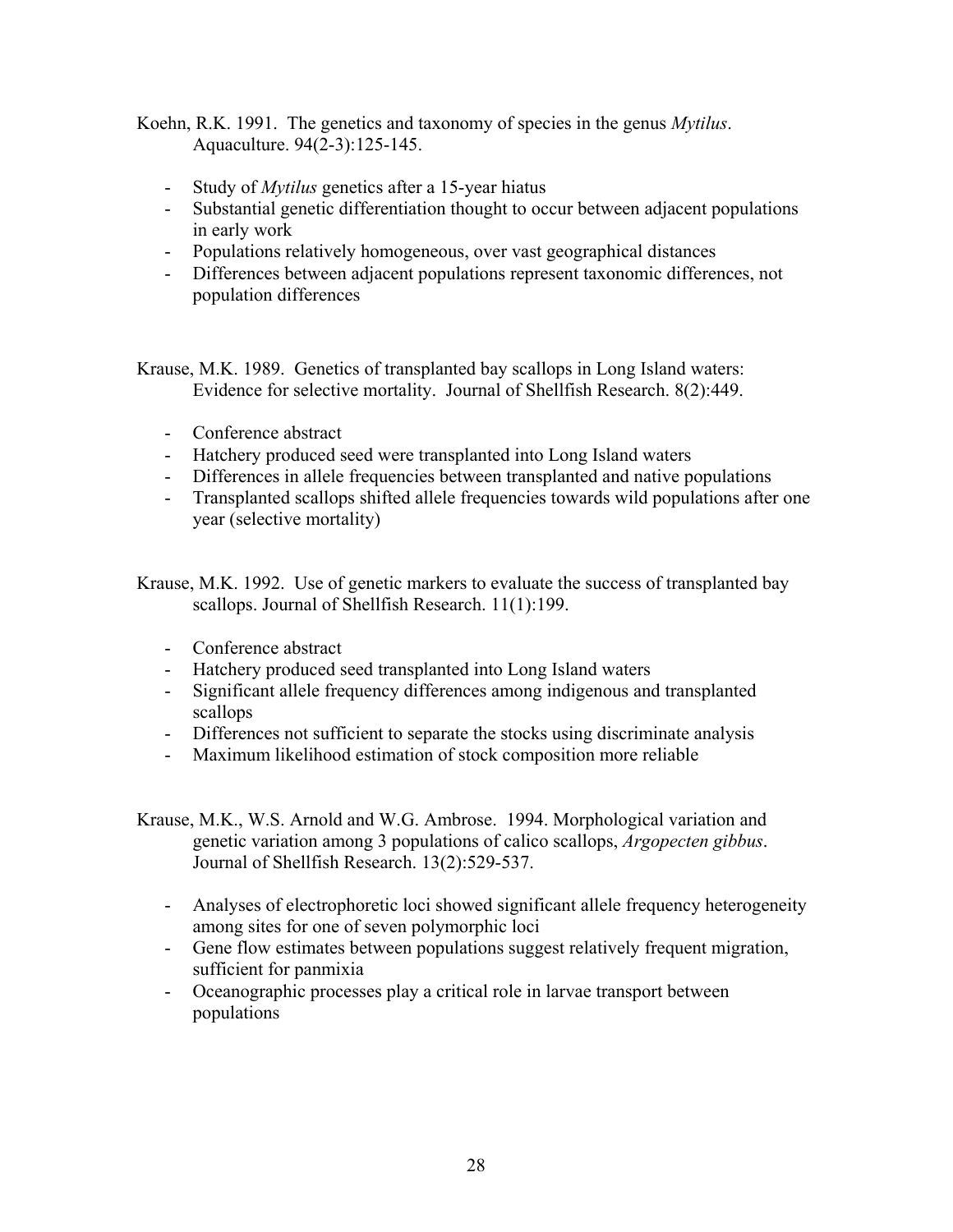Koehn, R.K. 1991. The genetics and taxonomy of species in the genus *Mytilus*. Aquaculture. 94(2-3):125-145.

- Study of *Mytilus* genetics after a 15-year hiatus
- Substantial genetic differentiation thought to occur between adjacent populations in early work
- Populations relatively homogeneous, over vast geographical distances
- Differences between adjacent populations represent taxonomic differences, not population differences

Krause, M.K. 1989. Genetics of transplanted bay scallops in Long Island waters: Evidence for selective mortality. Journal of Shellfish Research. 8(2):449.

- Conference abstract
- Hatchery produced seed were transplanted into Long Island waters
- Differences in allele frequencies between transplanted and native populations
- Transplanted scallops shifted allele frequencies towards wild populations after one year (selective mortality)

Krause, M.K. 1992. Use of genetic markers to evaluate the success of transplanted bay scallops. Journal of Shellfish Research. 11(1):199.

- Conference abstract
- Hatchery produced seed transplanted into Long Island waters
- Significant allele frequency differences among indigenous and transplanted scallops
- Differences not sufficient to separate the stocks using discriminate analysis
- Maximum likelihood estimation of stock composition more reliable

Krause, M.K., W.S. Arnold and W.G. Ambrose. 1994. Morphological variation and genetic variation among 3 populations of calico scallops, *Argopecten gibbus*. Journal of Shellfish Research. 13(2):529-537.

- Analyses of electrophoretic loci showed significant allele frequency heterogeneity among sites for one of seven polymorphic loci
- Gene flow estimates between populations suggest relatively frequent migration, sufficient for panmixia
- Oceanographic processes play a critical role in larvae transport between populations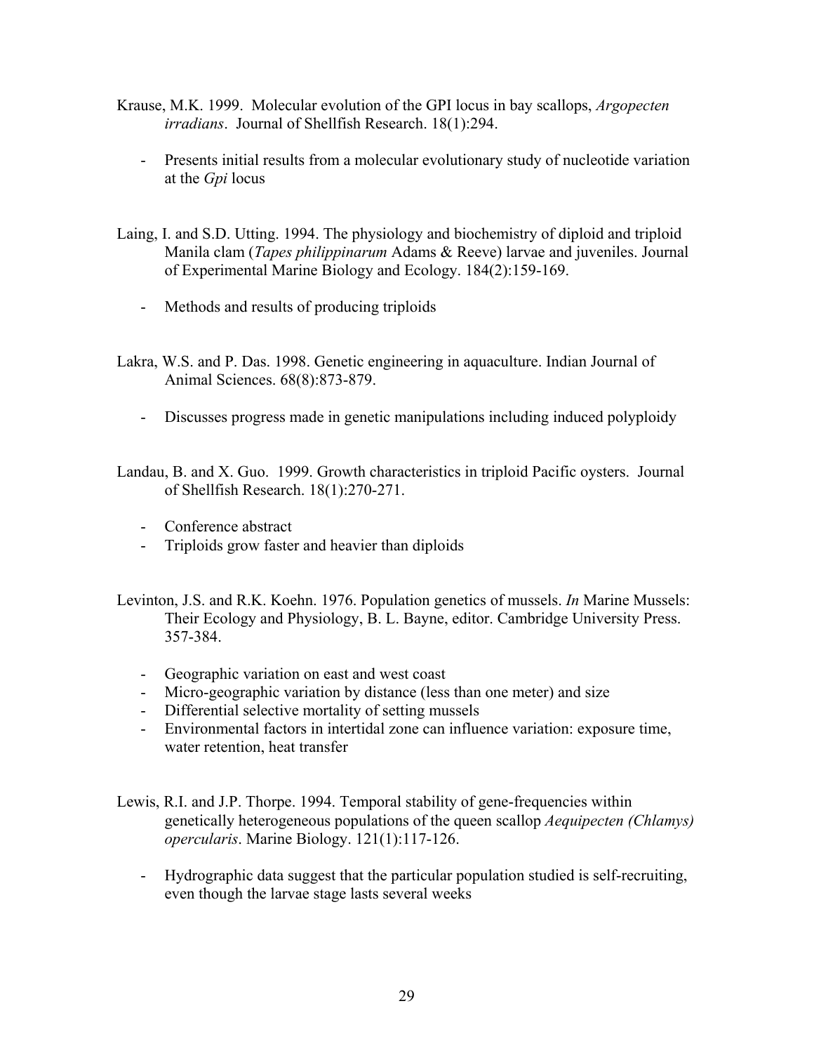Krause, M.K. 1999. Molecular evolution of the GPI locus in bay scallops, *Argopecten irradians*. Journal of Shellfish Research. 18(1):294.

- Presents initial results from a molecular evolutionary study of nucleotide variation at the *Gpi* locus

Laing, I. and S.D. Utting. 1994. The physiology and biochemistry of diploid and triploid Manila clam (*Tapes philippinarum* Adams & Reeve) larvae and juveniles. Journal of Experimental Marine Biology and Ecology. 184(2):159-169.

- Methods and results of producing triploids

Lakra, W.S. and P. Das. 1998. Genetic engineering in aquaculture. Indian Journal of Animal Sciences. 68(8):873-879.

- Discusses progress made in genetic manipulations including induced polyploidy

Landau, B. and X. Guo. 1999. Growth characteristics in triploid Pacific oysters. Journal of Shellfish Research. 18(1):270-271.

- Conference abstract
- Triploids grow faster and heavier than diploids

Levinton, J.S. and R.K. Koehn. 1976. Population genetics of mussels. *In* Marine Mussels: Their Ecology and Physiology, B. L. Bayne, editor. Cambridge University Press. 357-384.

- Geographic variation on east and west coast
- Micro-geographic variation by distance (less than one meter) and size
- Differential selective mortality of setting mussels
- Environmental factors in intertidal zone can influence variation: exposure time, water retention, heat transfer

Lewis, R.I. and J.P. Thorpe. 1994. Temporal stability of gene-frequencies within genetically heterogeneous populations of the queen scallop *Aequipecten (Chlamys) opercularis*. Marine Biology. 121(1):117-126.

- Hydrographic data suggest that the particular population studied is self-recruiting, even though the larvae stage lasts several weeks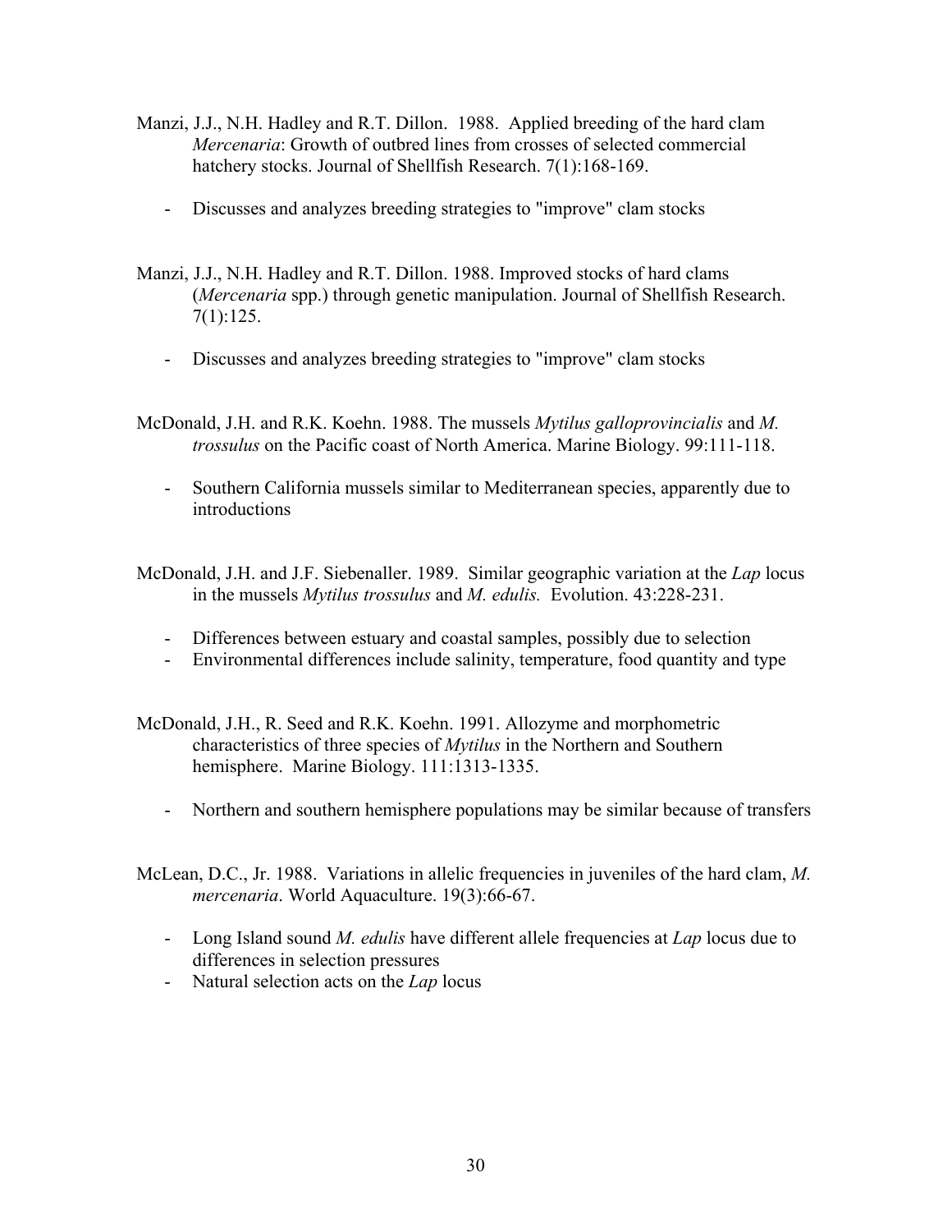Manzi, J.J., N.H. Hadley and R.T. Dillon. 1988. Applied breeding of the hard clam *Mercenaria*: Growth of outbred lines from crosses of selected commercial hatchery stocks. Journal of Shellfish Research. 7(1):168-169.

- Discusses and analyzes breeding strategies to "improve" clam stocks

Manzi, J.J., N.H. Hadley and R.T. Dillon. 1988. Improved stocks of hard clams (*Mercenaria* spp.) through genetic manipulation. Journal of Shellfish Research. 7(1):125.

- Discusses and analyzes breeding strategies to "improve" clam stocks

McDonald, J.H. and R.K. Koehn. 1988. The mussels *Mytilus galloprovincialis* and *M. trossulus* on the Pacific coast of North America. Marine Biology. 99:111-118.

- Southern California mussels similar to Mediterranean species, apparently due to introductions

McDonald, J.H. and J.F. Siebenaller. 1989. Similar geographic variation at the *Lap* locus in the mussels *Mytilus trossulus* and *M. edulis.* Evolution. 43:228-231.

- Differences between estuary and coastal samples, possibly due to selection
- Environmental differences include salinity, temperature, food quantity and type

McDonald, J.H., R. Seed and R.K. Koehn. 1991. Allozyme and morphometric characteristics of three species of *Mytilus* in the Northern and Southern hemisphere. Marine Biology. 111:1313-1335.

- Northern and southern hemisphere populations may be similar because of transfers

McLean, D.C., Jr. 1988. Variations in allelic frequencies in juveniles of the hard clam, *M. mercenaria*. World Aquaculture. 19(3):66-67.

- Long Island sound *M. edulis* have different allele frequencies at *Lap* locus due to differences in selection pressures
- Natural selection acts on the *Lap* locus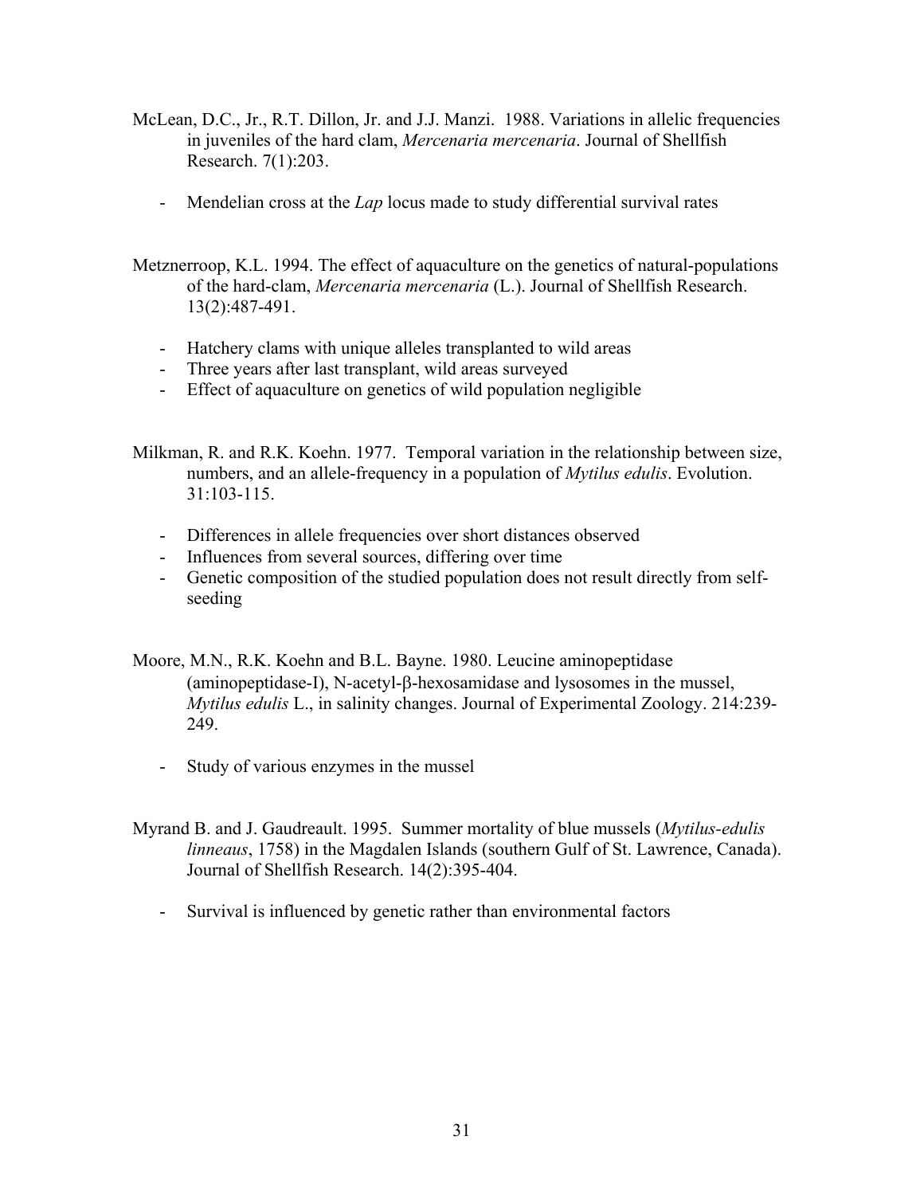McLean, D.C., Jr., R.T. Dillon, Jr. and J.J. Manzi. 1988. Variations in allelic frequencies in juveniles of the hard clam, *Mercenaria mercenaria*. Journal of Shellfish Research. 7(1):203.

- Mendelian cross at the *Lap* locus made to study differential survival rates

Metznerroop, K.L. 1994. The effect of aquaculture on the genetics of natural-populations of the hard-clam, *Mercenaria mercenaria* (L.). Journal of Shellfish Research. 13(2):487-491.

- Hatchery clams with unique alleles transplanted to wild areas
- Three years after last transplant, wild areas surveyed
- Effect of aquaculture on genetics of wild population negligible

Milkman, R. and R.K. Koehn. 1977. Temporal variation in the relationship between size, numbers, and an allele-frequency in a population of *Mytilus edulis*. Evolution. 31:103-115.

- Differences in allele frequencies over short distances observed
- Influences from several sources, differing over time
- Genetic composition of the studied population does not result directly from self-seeding

Moore, M.N., R.K. Koehn and B.L. Bayne. 1980. Leucine aminopeptidase (aminopeptidase-I), N-acetyl-β-hexosamidase and lysosomes in the mussel, *Mytilus edulis* L., in salinity changes. Journal of Experimental Zoology. 214:239-249.

- Study of various enzymes in the mussel

Myrand B. and J. Gaudreault. 1995. Summer mortality of blue mussels (*Mytilus-edulis linneaus*, 1758) in the Magdalen Islands (southern Gulf of St. Lawrence, Canada). Journal of Shellfish Research. 14(2):395-404.

- Survival is influenced by genetic rather than environmental factors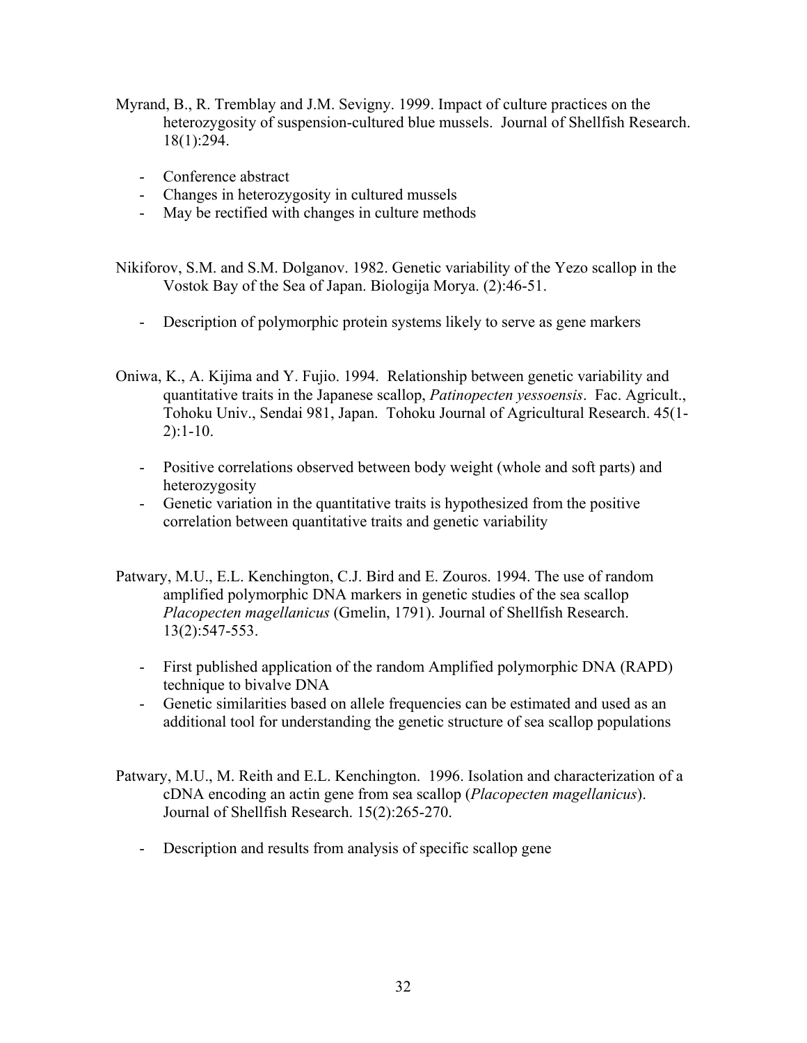Myrand, B., R. Tremblay and J.M. Sevigny. 1999. Impact of culture practices on the heterozygosity of suspension-cultured blue mussels. Journal of Shellfish Research. 18(1):294.

- Conference abstract
- Changes in heterozygosity in cultured mussels
- May be rectified with changes in culture methods

Nikiforov, S.M. and S.M. Dolganov. 1982. Genetic variability of the Yezo scallop in the Vostok Bay of the Sea of Japan. Biologija Morya. (2):46-51.

- Description of polymorphic protein systems likely to serve as gene markers

Oniwa, K., A. Kijima and Y. Fujio. 1994. Relationship between genetic variability and quantitative traits in the Japanese scallop, *Patinopecten yessoensis*. Fac. Agricult., Tohoku Univ., Sendai 981, Japan. Tohoku Journal of Agricultural Research. 45(1-2):1-10.

- Positive correlations observed between body weight (whole and soft parts) and heterozygosity
- Genetic variation in the quantitative traits is hypothesized from the positive correlation between quantitative traits and genetic variability

Patwary, M.U., E.L. Kenchington, C.J. Bird and E. Zouros. 1994. The use of random amplified polymorphic DNA markers in genetic studies of the sea scallop *Placopecten magellanicus* (Gmelin, 1791). Journal of Shellfish Research. 13(2):547-553.

- First published application of the random Amplified polymorphic DNA (RAPD) technique to bivalve DNA
- Genetic similarities based on allele frequencies can be estimated and used as an additional tool for understanding the genetic structure of sea scallop populations

Patwary, M.U., M. Reith and E.L. Kenchington. 1996. Isolation and characterization of a cDNA encoding an actin gene from sea scallop (*Placopecten magellanicus*). Journal of Shellfish Research. 15(2):265-270.

- Description and results from analysis of specific scallop gene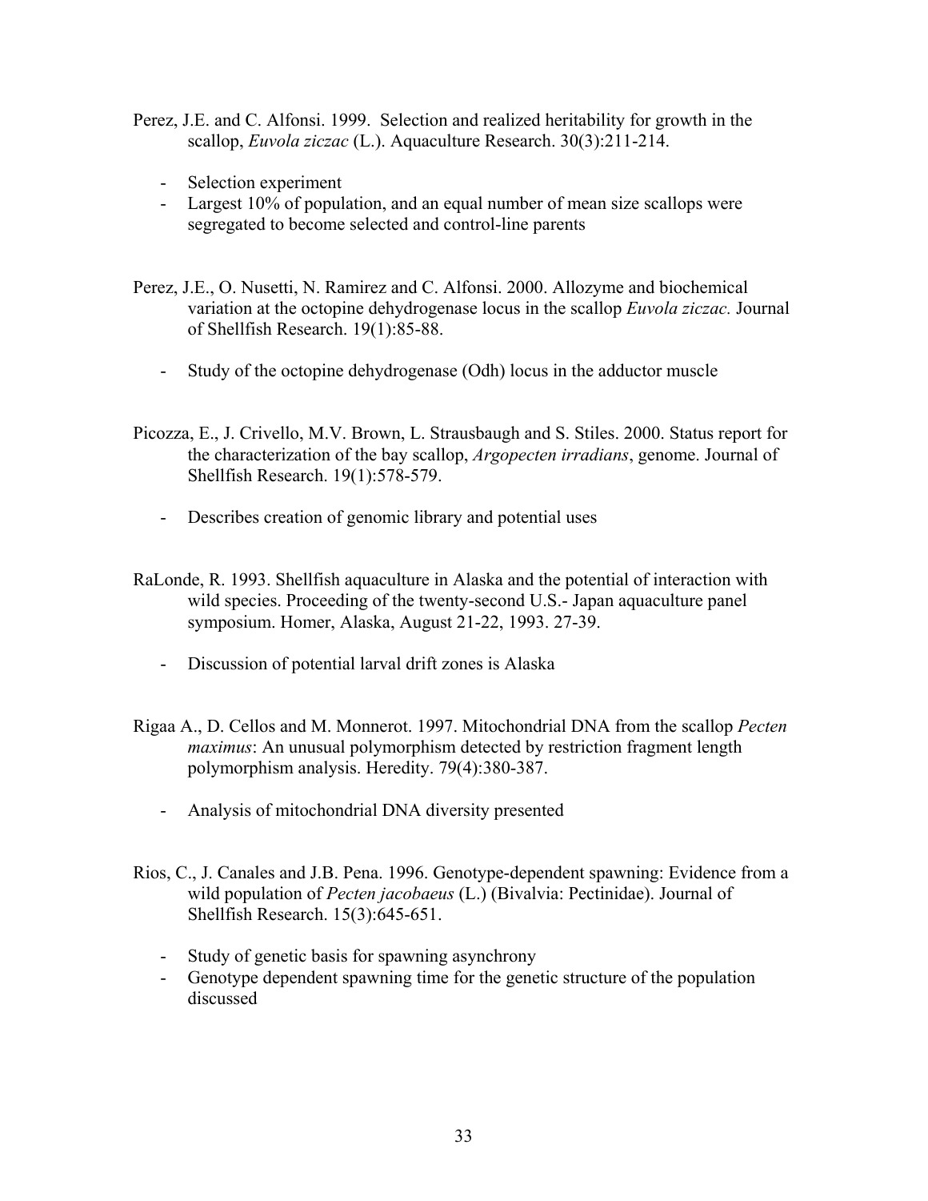Perez, J.E. and C. Alfonsi. 1999. Selection and realized heritability for growth in the scallop, *Euvola ziczac* (L.). Aquaculture Research. 30(3):211-214.

- Selection experiment
- Largest 10% of population, and an equal number of mean size scallops were segregated to become selected and control-line parents

Perez, J.E., O. Nusetti, N. Ramirez and C. Alfonsi. 2000. Allozyme and biochemical variation at the octopine dehydrogenase locus in the scallop *Euvola ziczac.* Journal of Shellfish Research. 19(1):85-88.

- Study of the octopine dehydrogenase (Odh) locus in the adductor muscle

Picozza, E., J. Crivello, M.V. Brown, L. Strausbaugh and S. Stiles. 2000. Status report for the characterization of the bay scallop, *Argopecten irradians*, genome. Journal of Shellfish Research. 19(1):578-579.

- Describes creation of genomic library and potential uses

RaLonde, R. 1993. Shellfish aquaculture in Alaska and the potential of interaction with wild species. Proceeding of the twenty-second U.S.- Japan aquaculture panel symposium. Homer, Alaska, August 21-22, 1993. 27-39.

- Discussion of potential larval drift zones is Alaska

Rigaa A., D. Cellos and M. Monnerot. 1997. Mitochondrial DNA from the scallop *Pecten maximus*: An unusual polymorphism detected by restriction fragment length polymorphism analysis. Heredity. 79(4):380-387.

- Analysis of mitochondrial DNA diversity presented

Rios, C., J. Canales and J.B. Pena. 1996. Genotype-dependent spawning: Evidence from a wild population of *Pecten jacobaeus* (L.) (Bivalvia: Pectinidae). Journal of Shellfish Research. 15(3):645-651.

- Study of genetic basis for spawning asynchrony
- Genotype dependent spawning time for the genetic structure of the population discussed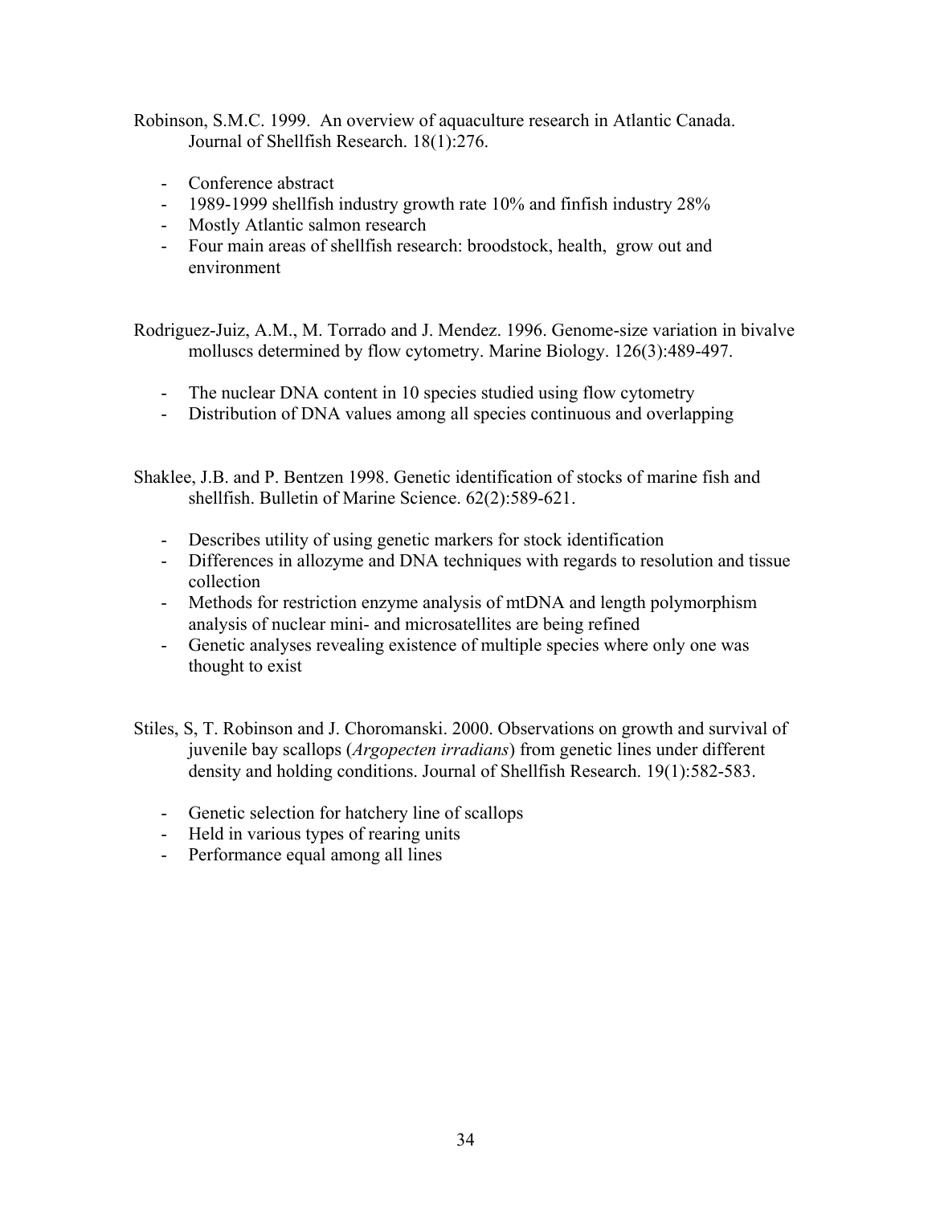Robinson, S.M.C. 1999. An overview of aquaculture research in Atlantic Canada. Journal of Shellfish Research. 18(1):276.

- Conference abstract
- 1989-1999 shellfish industry growth rate 10% and finfish industry 28%
- Mostly Atlantic salmon research
- Four main areas of shellfish research: broodstock, health, grow out and environment

Rodriguez-Juiz, A.M., M. Torrado and J. Mendez. 1996. Genome-size variation in bivalve molluscs determined by flow cytometry. Marine Biology. 126(3):489-497.

- The nuclear DNA content in 10 species studied using flow cytometry
- Distribution of DNA values among all species continuous and overlapping

Shaklee, J.B. and P. Bentzen 1998. Genetic identification of stocks of marine fish and shellfish. Bulletin of Marine Science. 62(2):589-621.

- Describes utility of using genetic markers for stock identification
- Differences in allozyme and DNA techniques with regards to resolution and tissue collection
- Methods for restriction enzyme analysis of mtDNA and length polymorphism analysis of nuclear mini- and microsatellites are being refined
- Genetic analyses revealing existence of multiple species where only one was thought to exist

Stiles, S, T. Robinson and J. Choromanski. 2000. Observations on growth and survival of juvenile bay scallops (*Argopecten irradians*) from genetic lines under different density and holding conditions. Journal of Shellfish Research. 19(1):582-583.

- Genetic selection for hatchery line of scallops
- Held in various types of rearing units
- Performance equal among all lines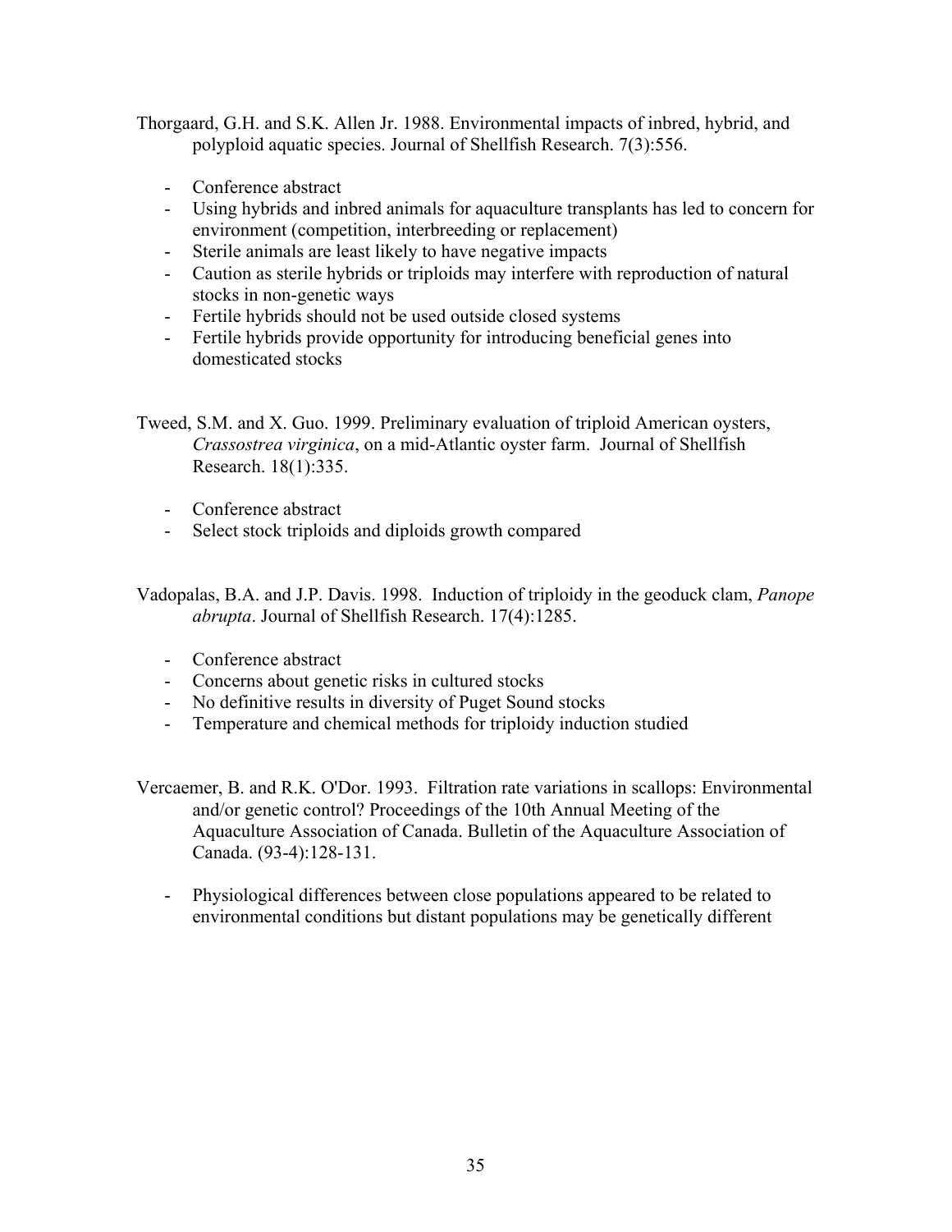Thorgaard, G.H. and S.K. Allen Jr. 1988. Environmental impacts of inbred, hybrid, and polyploid aquatic species. Journal of Shellfish Research. 7(3):556.

- Conference abstract
- Using hybrids and inbred animals for aquaculture transplants has led to concern for environment (competition, interbreeding or replacement)
- Sterile animals are least likely to have negative impacts
- Caution as sterile hybrids or triploids may interfere with reproduction of natural stocks in non-genetic ways
- Fertile hybrids should not be used outside closed systems
- Fertile hybrids provide opportunity for introducing beneficial genes into domesticated stocks

Tweed, S.M. and X. Guo. 1999. Preliminary evaluation of triploid American oysters, *Crassostrea virginica*, on a mid-Atlantic oyster farm. Journal of Shellfish Research. 18(1):335.

- Conference abstract
- Select stock triploids and diploids growth compared

Vadopalas, B.A. and J.P. Davis. 1998. Induction of triploidy in the geoduck clam, *Panope abrupta*. Journal of Shellfish Research. 17(4):1285.

- Conference abstract
- Concerns about genetic risks in cultured stocks
- No definitive results in diversity of Puget Sound stocks
- Temperature and chemical methods for triploidy induction studied

Vercaemer, B. and R.K. O'Dor. 1993. Filtration rate variations in scallops: Environmental and/or genetic control? Proceedings of the 10th Annual Meeting of the Aquaculture Association of Canada. Bulletin of the Aquaculture Association of Canada. (93-4):128-131.

- Physiological differences between close populations appeared to be related to environmental conditions but distant populations may be genetically different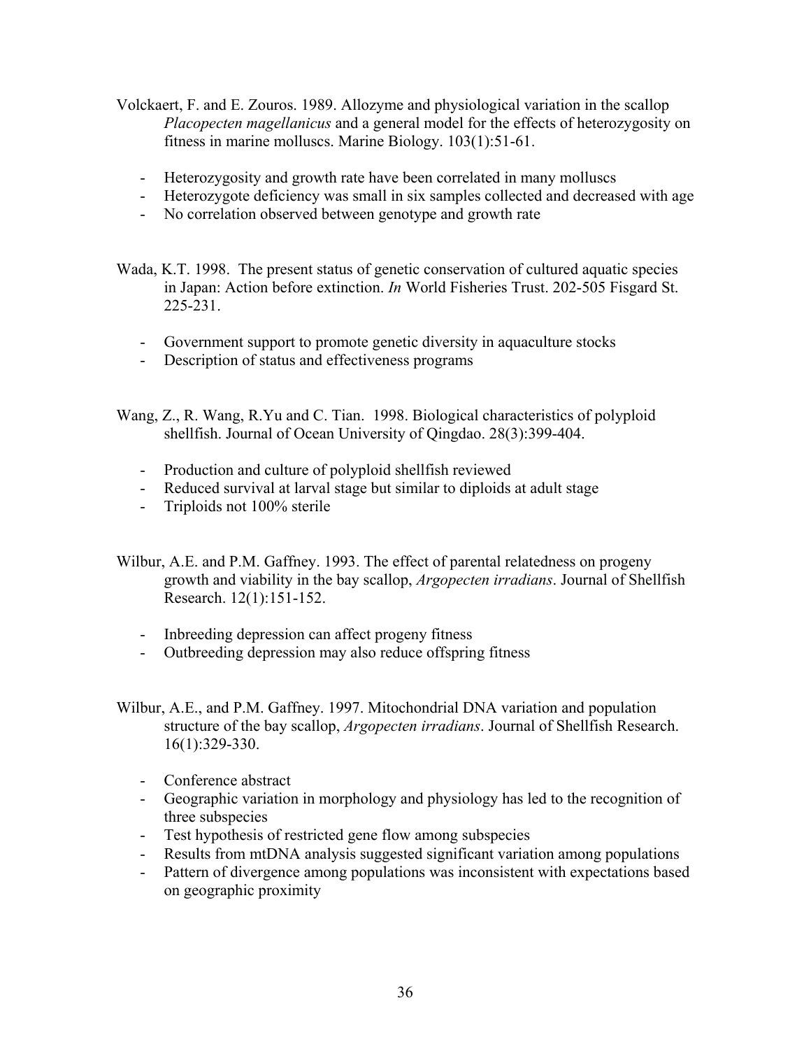Volckaert, F. and E. Zouros. 1989. Allozyme and physiological variation in the scallop *Placopecten magellanicus* and a general model for the effects of heterozygosity on fitness in marine molluscs. Marine Biology. 103(1):51-61.

- Heterozygosity and growth rate have been correlated in many molluscs
- Heterozygote deficiency was small in six samples collected and decreased with age
- No correlation observed between genotype and growth rate

Wada, K.T. 1998. The present status of genetic conservation of cultured aquatic species in Japan: Action before extinction. *In* World Fisheries Trust. 202-505 Fisgard St. 225-231.

- Government support to promote genetic diversity in aquaculture stocks
- Description of status and effectiveness programs

Wang, Z., R. Wang, R.Yu and C. Tian. 1998. Biological characteristics of polyploid shellfish. Journal of Ocean University of Qingdao. 28(3):399-404.

- Production and culture of polyploid shellfish reviewed
- Reduced survival at larval stage but similar to diploids at adult stage
- Triploids not 100% sterile

Wilbur, A.E. and P.M. Gaffney. 1993. The effect of parental relatedness on progeny growth and viability in the bay scallop, *Argopecten irradians*. Journal of Shellfish Research. 12(1):151-152.

- Inbreeding depression can affect progeny fitness
- Outbreeding depression may also reduce offspring fitness

Wilbur, A.E., and P.M. Gaffney. 1997. Mitochondrial DNA variation and population structure of the bay scallop, *Argopecten irradians*. Journal of Shellfish Research. 16(1):329-330.

- Conference abstract
- Geographic variation in morphology and physiology has led to the recognition of three subspecies
- Test hypothesis of restricted gene flow among subspecies
- Results from mtDNA analysis suggested significant variation among populations
- Pattern of divergence among populations was inconsistent with expectations based on geographic proximity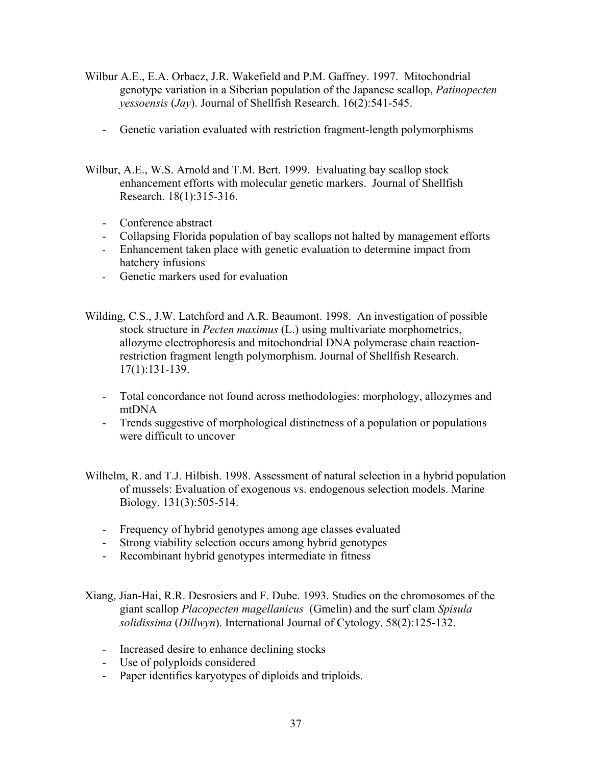Wilbur A.E., E.A. Orbacz, J.R. Wakefield and P.M. Gaffney. 1997. Mitochondrial genotype variation in a Siberian population of the Japanese scallop, *Patinopecten yessoensis* (*Jay*). Journal of Shellfish Research. 16(2):541-545.

- Genetic variation evaluated with restriction fragment-length polymorphisms

Wilbur, A.E., W.S. Arnold and T.M. Bert. 1999. Evaluating bay scallop stock enhancement efforts with molecular genetic markers. Journal of Shellfish Research. 18(1):315-316.

- Conference abstract
- Collapsing Florida population of bay scallops not halted by management efforts
- Enhancement taken place with genetic evaluation to determine impact from hatchery infusions
- Genetic markers used for evaluation

Wilding, C.S., J.W. Latchford and A.R. Beaumont. 1998. An investigation of possible stock structure in *Pecten maximus* (L.) using multivariate morphometrics, allozyme electrophoresis and mitochondrial DNA polymerase chain reaction-restriction fragment length polymorphism. Journal of Shellfish Research. 17(1):131-139.

- Total concordance not found across methodologies: morphology, allozymes and mtDNA
- Trends suggestive of morphological distinctness of a population or populations were difficult to uncover

Wilhelm, R. and T.J. Hilbish. 1998. Assessment of natural selection in a hybrid population of mussels: Evaluation of exogenous vs. endogenous selection models. Marine Biology. 131(3):505-514.

- Frequency of hybrid genotypes among age classes evaluated
- Strong viability selection occurs among hybrid genotypes
- Recombinant hybrid genotypes intermediate in fitness

Xiang, Jian-Hai, R.R. Desrosiers and F. Dube. 1993. Studies on the chromosomes of the giant scallop *Placopecten magellanicus* (Gmelin) and the surf clam *Spisula solidissima* (*Dillwyn*). International Journal of Cytology. 58(2):125-132.

- Increased desire to enhance declining stocks
- Use of polyploids considered
- Paper identifies karyotypes of diploids and triploids.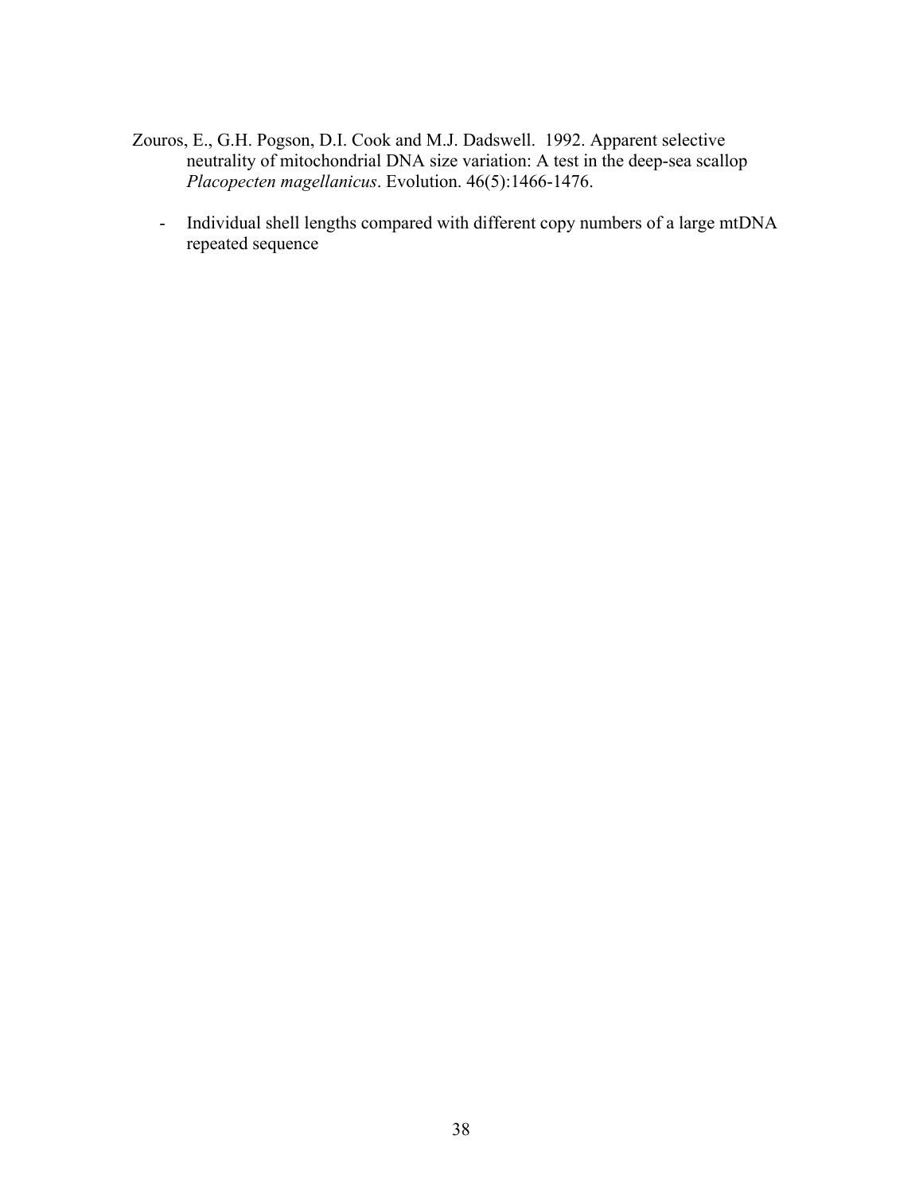Zouros, E., G.H. Pogson, D.I. Cook and M.J. Dadswell. 1992. Apparent selective neutrality of mitochondrial DNA size variation: A test in the deep-sea scallop *Placopecten magellanicus*. Evolution. 46(5):1466-1476.

- Individual shell lengths compared with different copy numbers of a large mtDNA repeated sequence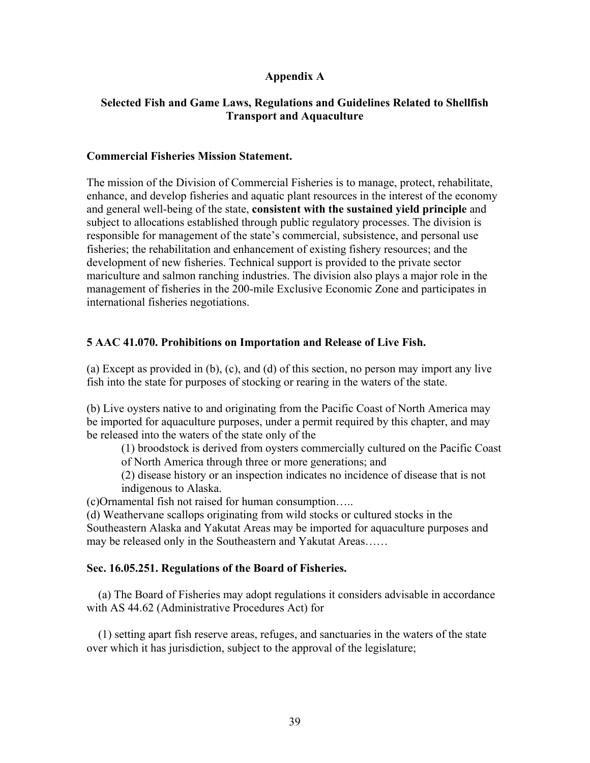## Appendix A

### Selected Fish and Game Laws, Regulations and Guidelines Related to Shellfish Transport and Aquaculture

**Commercial Fisheries Mission Statement.**

The mission of the Division of Commercial Fisheries is to manage, protect, rehabilitate, enhance, and develop fisheries and aquatic plant resources in the interest of the economy and general well-being of the state, **consistent with the sustained yield principle** and subject to allocations established through public regulatory processes. The division is responsible for management of the state's commercial, subsistence, and personal use fisheries; the rehabilitation and enhancement of existing fishery resources; and the development of new fisheries. Technical support is provided to the private sector mariculture and salmon ranching industries. The division also plays a major role in the management of fisheries in the 200-mile Exclusive Economic Zone and participates in international fisheries negotiations.

**5 AAC 41.070. Prohibitions on Importation and Release of Live Fish.**

(a) Except as provided in (b), (c), and (d) of this section, no person may import any live fish into the state for purposes of stocking or rearing in the waters of the state.

(b) Live oysters native to and originating from the Pacific Coast of North America may be imported for aquaculture purposes, under a permit required by this chapter, and may be released into the waters of the state only of the

(1) broodstock is derived from oysters commercially cultured on the Pacific Coast of North America through three or more generations; and

(2) disease history or an inspection indicates no incidence of disease that is not indigenous to Alaska.

(c)Ornamental fish not raised for human consumption…..

(d) Weathervane scallops originating from wild stocks or cultured stocks in the Southeastern Alaska and Yakutat Areas may be imported for aquaculture purposes and may be released only in the Southeastern and Yakutat Areas……

**Sec. 16.05.251. Regulations of the Board of Fisheries.**

(a) The Board of Fisheries may adopt regulations it considers advisable in accordance with AS 44.62 (Administrative Procedures Act) for

(1) setting apart fish reserve areas, refuges, and sanctuaries in the waters of the state over which it has jurisdiction, subject to the approval of the legislature;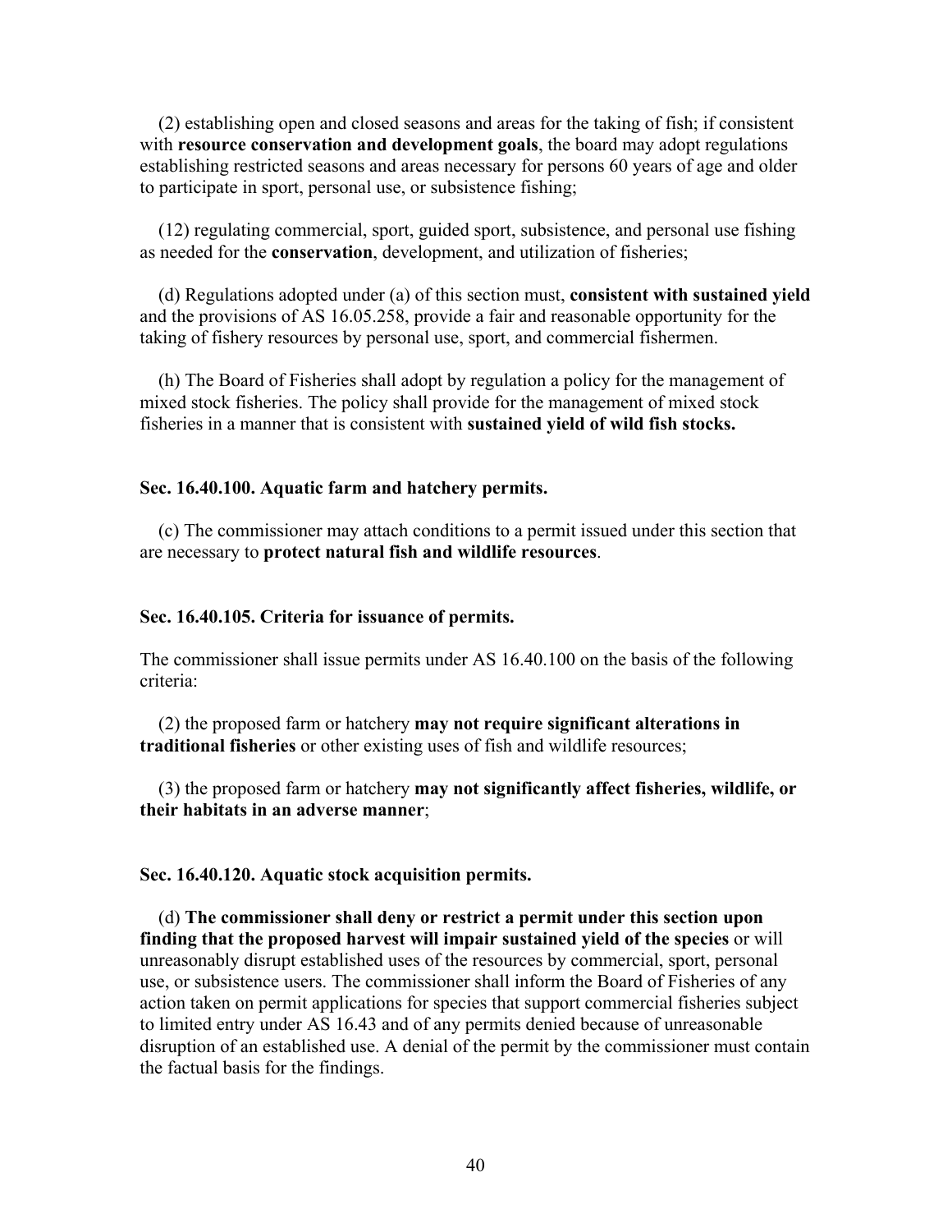(2) establishing open and closed seasons and areas for the taking of fish; if consistent with **resource conservation and development goals**, the board may adopt regulations establishing restricted seasons and areas necessary for persons 60 years of age and older to participate in sport, personal use, or subsistence fishing;

(12) regulating commercial, sport, guided sport, subsistence, and personal use fishing as needed for the **conservation**, development, and utilization of fisheries;

(d) Regulations adopted under (a) of this section must, **consistent with sustained yield** and the provisions of AS 16.05.258, provide a fair and reasonable opportunity for the taking of fishery resources by personal use, sport, and commercial fishermen.

(h) The Board of Fisheries shall adopt by regulation a policy for the management of mixed stock fisheries. The policy shall provide for the management of mixed stock fisheries in a manner that is consistent with **sustained yield of wild fish stocks.**

**Sec. 16.40.100. Aquatic farm and hatchery permits.**

(c) The commissioner may attach conditions to a permit issued under this section that are necessary to **protect natural fish and wildlife resources**.

**Sec. 16.40.105. Criteria for issuance of permits.**

The commissioner shall issue permits under AS 16.40.100 on the basis of the following criteria:

(2) the proposed farm or hatchery **may not require significant alterations in traditional fisheries** or other existing uses of fish and wildlife resources;

(3) the proposed farm or hatchery **may not significantly affect fisheries, wildlife, or their habitats in an adverse manner**;

**Sec. 16.40.120. Aquatic stock acquisition permits.**

(d) **The commissioner shall deny or restrict a permit under this section upon finding that the proposed harvest will impair sustained yield of the species** or will unreasonably disrupt established uses of the resources by commercial, sport, personal use, or subsistence users. The commissioner shall inform the Board of Fisheries of any action taken on permit applications for species that support commercial fisheries subject to limited entry under AS 16.43 and of any permits denied because of unreasonable disruption of an established use. A denial of the permit by the commissioner must contain the factual basis for the findings.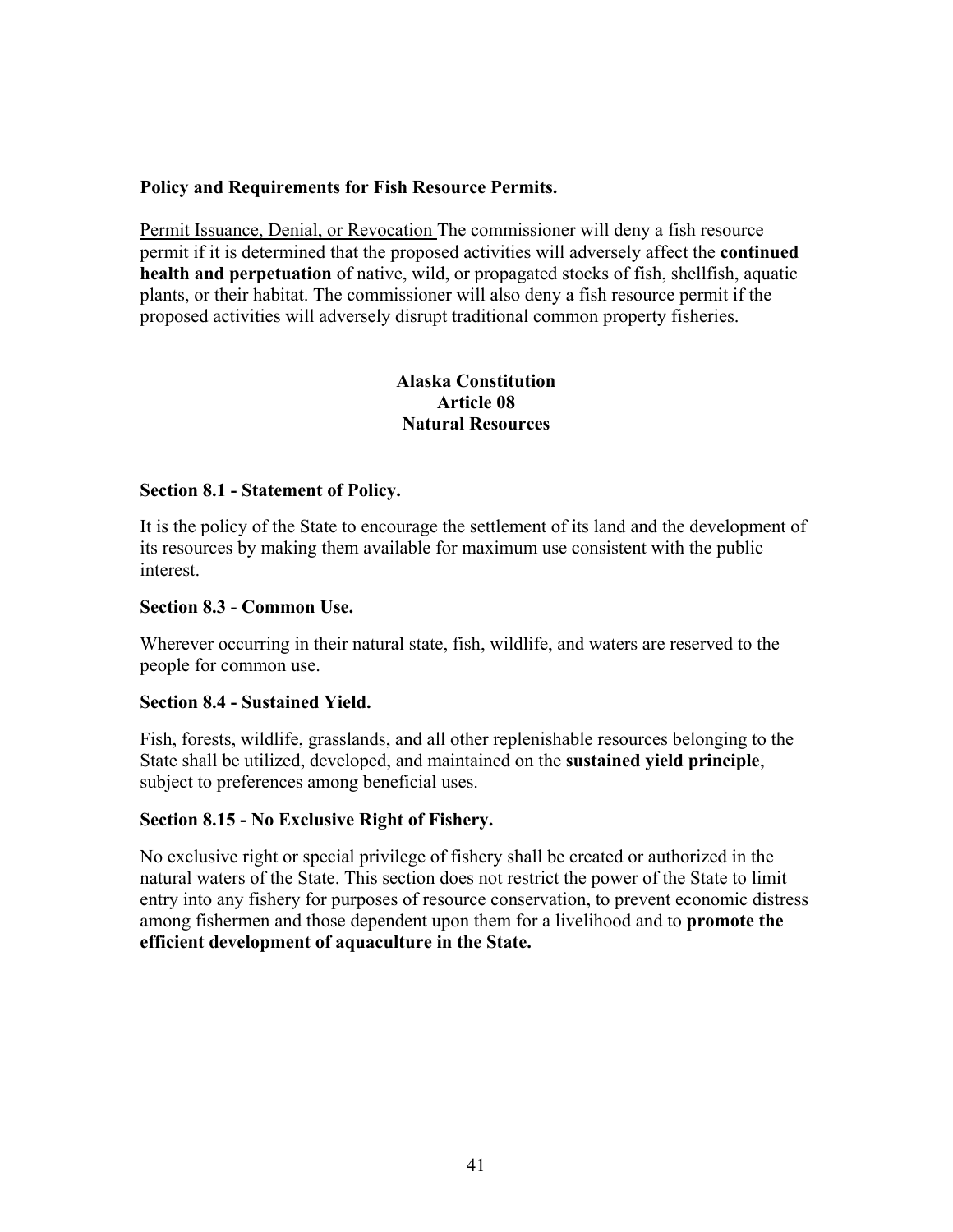**Policy and Requirements for Fish Resource Permits.**

Permit Issuance, Denial, or Revocation The commissioner will deny a fish resource permit if it is determined that the proposed activities will adversely affect the **continued health and perpetuation** of native, wild, or propagated stocks of fish, shellfish, aquatic plants, or their habitat. The commissioner will also deny a fish resource permit if the proposed activities will adversely disrupt traditional common property fisheries.

**Alaska Constitution**
**Article 08**
**Natural Resources**

**Section 8.1 - Statement of Policy.**

It is the policy of the State to encourage the settlement of its land and the development of its resources by making them available for maximum use consistent with the public interest.

**Section 8.3 - Common Use.**

Wherever occurring in their natural state, fish, wildlife, and waters are reserved to the people for common use.

**Section 8.4 - Sustained Yield.**

Fish, forests, wildlife, grasslands, and all other replenishable resources belonging to the State shall be utilized, developed, and maintained on the **sustained yield principle**, subject to preferences among beneficial uses.

**Section 8.15 - No Exclusive Right of Fishery.**

No exclusive right or special privilege of fishery shall be created or authorized in the natural waters of the State. This section does not restrict the power of the State to limit entry into any fishery for purposes of resource conservation, to prevent economic distress among fishermen and those dependent upon them for a livelihood and to **promote the efficient development of aquaculture in the State.**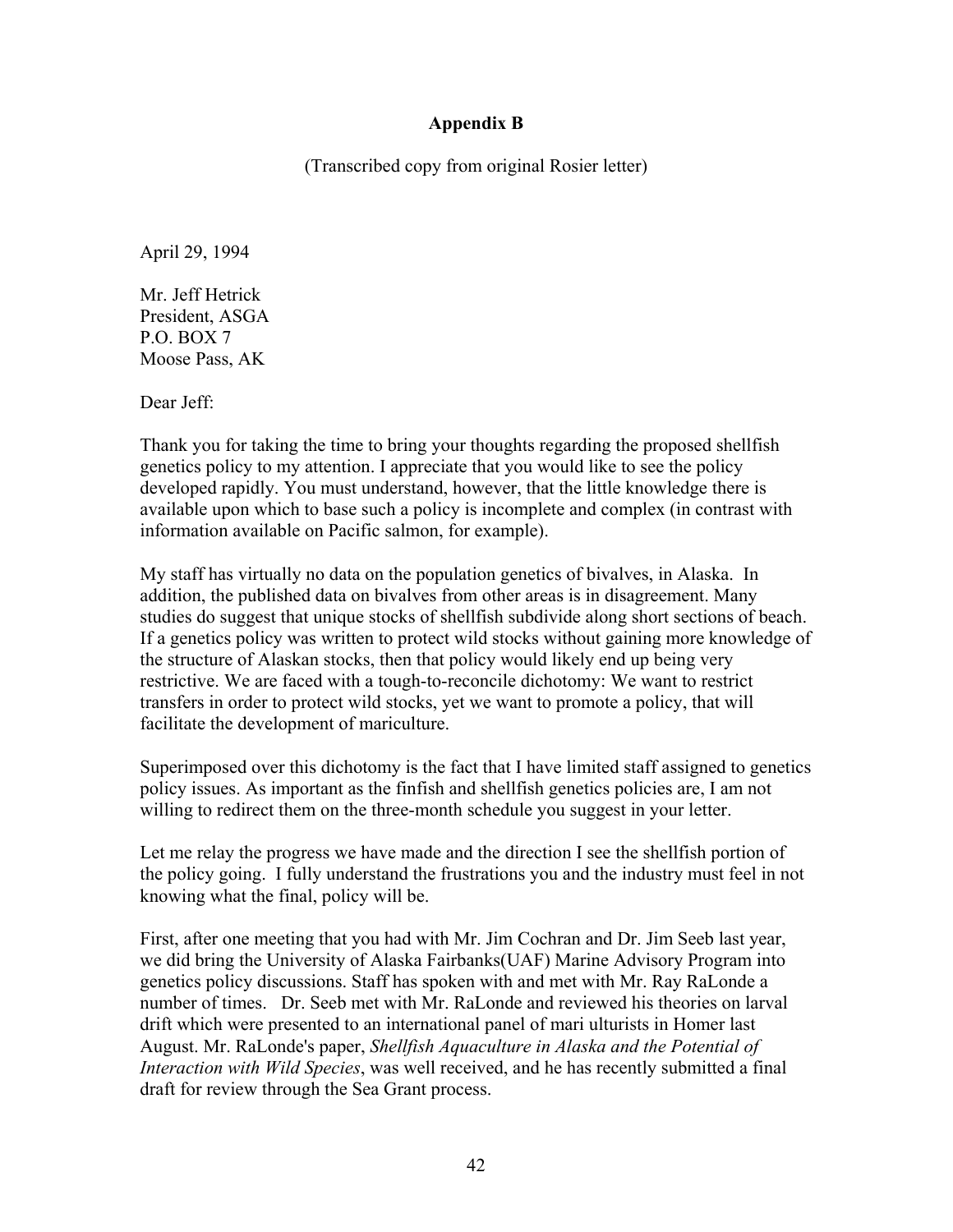**Appendix B**

(Transcribed copy from original Rosier letter)

April 29, 1994

Mr. Jeff Hetrick
President, ASGA
P.O. BOX 7
Moose Pass, AK

Dear Jeff:

Thank you for taking the time to bring your thoughts regarding the proposed shellfish genetics policy to my attention. I appreciate that you would like to see the policy developed rapidly. You must understand, however, that the little knowledge there is available upon which to base such a policy is incomplete and complex (in contrast with information available on Pacific salmon, for example).

My staff has virtually no data on the population genetics of bivalves, in Alaska. In addition, the published data on bivalves from other areas is in disagreement. Many studies do suggest that unique stocks of shellfish subdivide along short sections of beach. If a genetics policy was written to protect wild stocks without gaining more knowledge of the structure of Alaskan stocks, then that policy would likely end up being very restrictive. We are faced with a tough-to-reconcile dichotomy: We want to restrict transfers in order to protect wild stocks, yet we want to promote a policy, that will facilitate the development of mariculture.

Superimposed over this dichotomy is the fact that I have limited staff assigned to genetics policy issues. As important as the finfish and shellfish genetics policies are, I am not willing to redirect them on the three-month schedule you suggest in your letter.

Let me relay the progress we have made and the direction I see the shellfish portion of the policy going. I fully understand the frustrations you and the industry must feel in not knowing what the final, policy will be.

First, after one meeting that you had with Mr. Jim Cochran and Dr. Jim Seeb last year, we did bring the University of Alaska Fairbanks(UAF) Marine Advisory Program into genetics policy discussions. Staff has spoken with and met with Mr. Ray RaLonde a number of times. Dr. Seeb met with Mr. RaLonde and reviewed his theories on larval drift which were presented to an international panel of mari ulturists in Homer last August. Mr. RaLonde's paper, *Shellfish Aquaculture in Alaska and the Potential of Interaction with Wild Species*, was well received, and he has recently submitted a final draft for review through the Sea Grant process.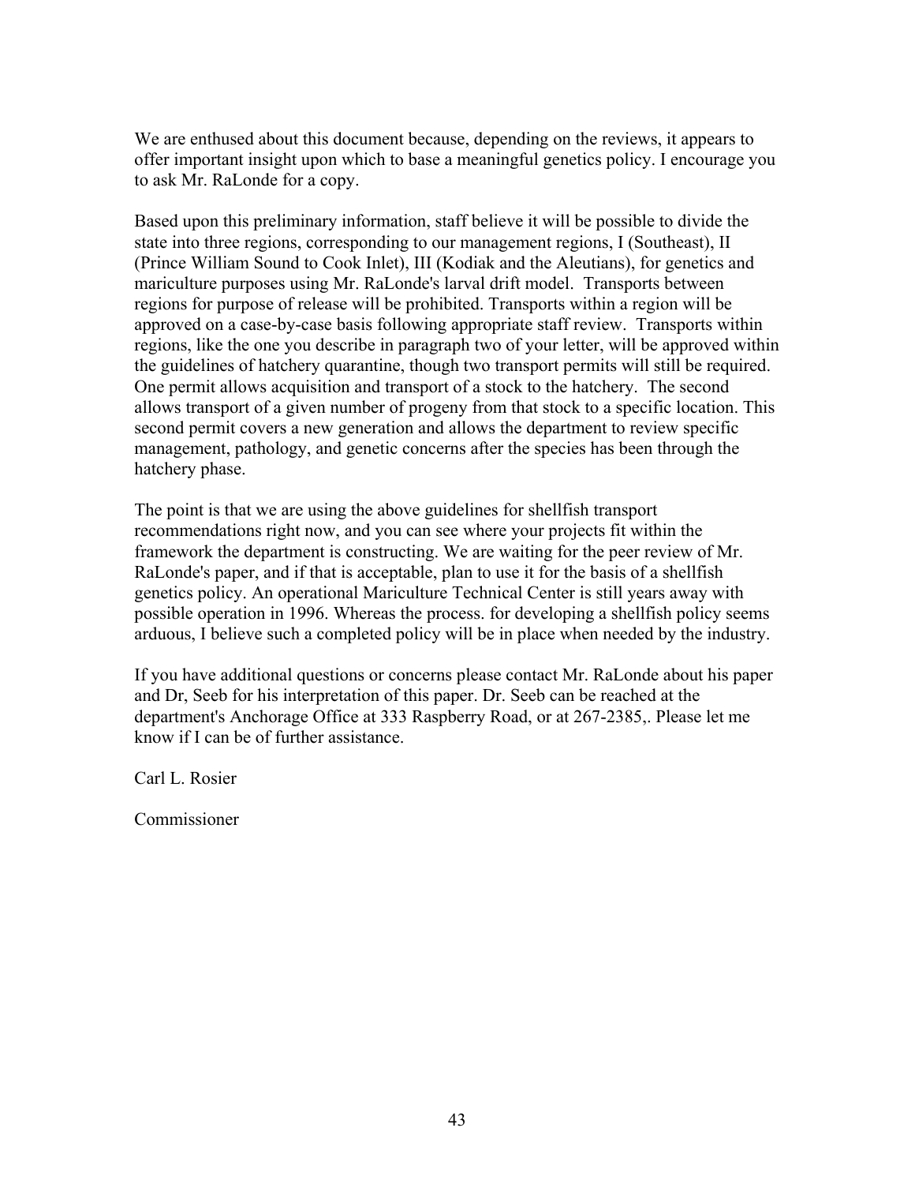We are enthused about this document because, depending on the reviews, it appears to offer important insight upon which to base a meaningful genetics policy. I encourage you to ask Mr. RaLonde for a copy.

Based upon this preliminary information, staff believe it will be possible to divide the state into three regions, corresponding to our management regions, I (Southeast), II (Prince William Sound to Cook Inlet), III (Kodiak and the Aleutians), for genetics and mariculture purposes using Mr. RaLonde's larval drift model. Transports between regions for purpose of release will be prohibited. Transports within a region will be approved on a case-by-case basis following appropriate staff review. Transports within regions, like the one you describe in paragraph two of your letter, will be approved within the guidelines of hatchery quarantine, though two transport permits will still be required. One permit allows acquisition and transport of a stock to the hatchery. The second allows transport of a given number of progeny from that stock to a specific location. This second permit covers a new generation and allows the department to review specific management, pathology, and genetic concerns after the species has been through the hatchery phase.

The point is that we are using the above guidelines for shellfish transport recommendations right now, and you can see where your projects fit within the framework the department is constructing. We are waiting for the peer review of Mr. RaLonde's paper, and if that is acceptable, plan to use it for the basis of a shellfish genetics policy. An operational Mariculture Technical Center is still years away with possible operation in 1996. Whereas the process. for developing a shellfish policy seems arduous, I believe such a completed policy will be in place when needed by the industry.

If you have additional questions or concerns please contact Mr. RaLonde about his paper and Dr, Seeb for his interpretation of this paper. Dr. Seeb can be reached at the department's Anchorage Office at 333 Raspberry Road, or at 267-2385,. Please let me know if I can be of further assistance.

Carl L. Rosier

Commissioner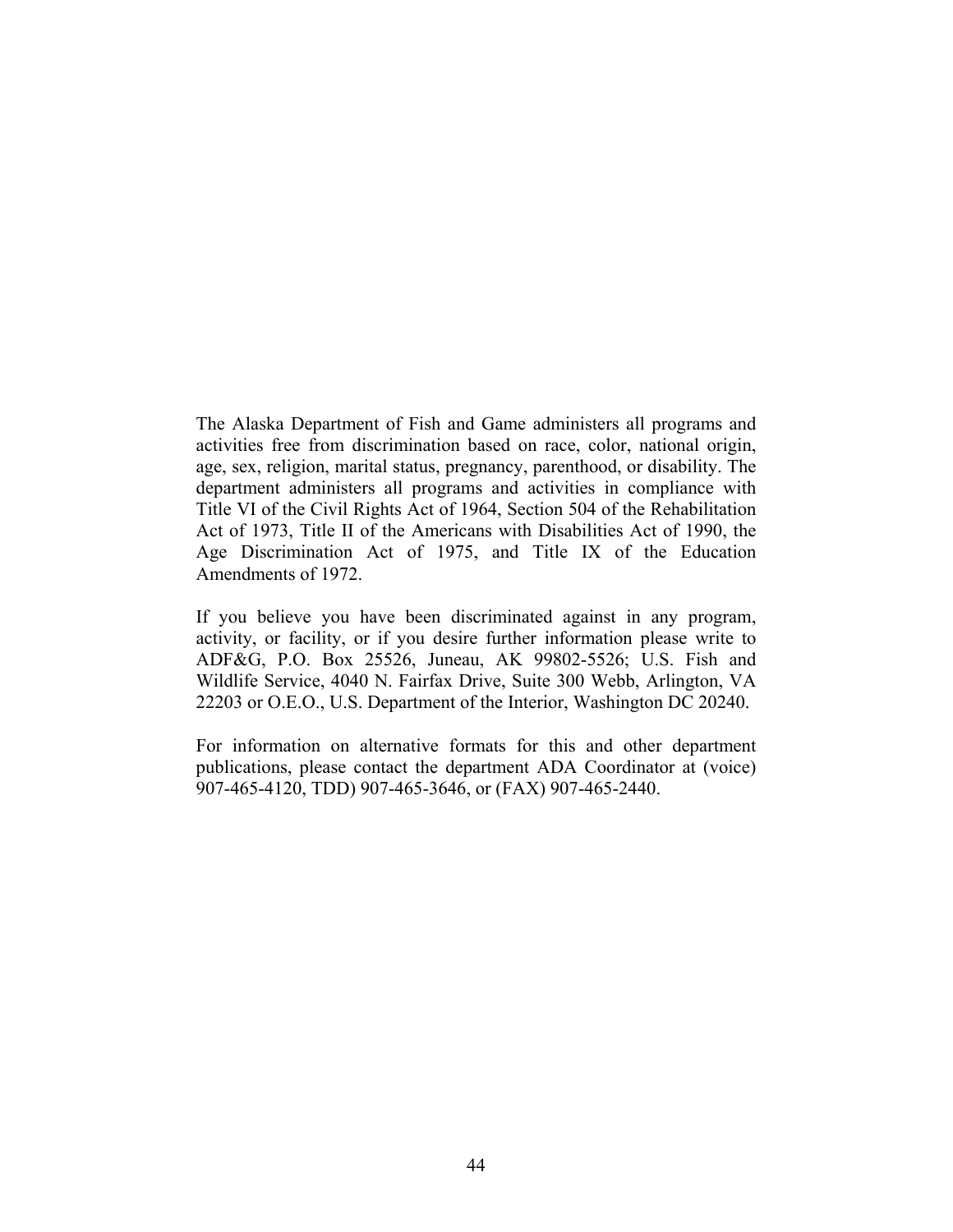The Alaska Department of Fish and Game administers all programs and activities free from discrimination based on race, color, national origin, age, sex, religion, marital status, pregnancy, parenthood, or disability. The department administers all programs and activities in compliance with Title VI of the Civil Rights Act of 1964, Section 504 of the Rehabilitation Act of 1973, Title II of the Americans with Disabilities Act of 1990, the Age Discrimination Act of 1975, and Title IX of the Education Amendments of 1972.

If you believe you have been discriminated against in any program, activity, or facility, or if you desire further information please write to ADF&G, P.O. Box 25526, Juneau, AK 99802-5526; U.S. Fish and Wildlife Service, 4040 N. Fairfax Drive, Suite 300 Webb, Arlington, VA 22203 or O.E.O., U.S. Department of the Interior, Washington DC 20240.

For information on alternative formats for this and other department publications, please contact the department ADA Coordinator at (voice) 907-465-4120, TDD) 907-465-3646, or (FAX) 907-465-2440.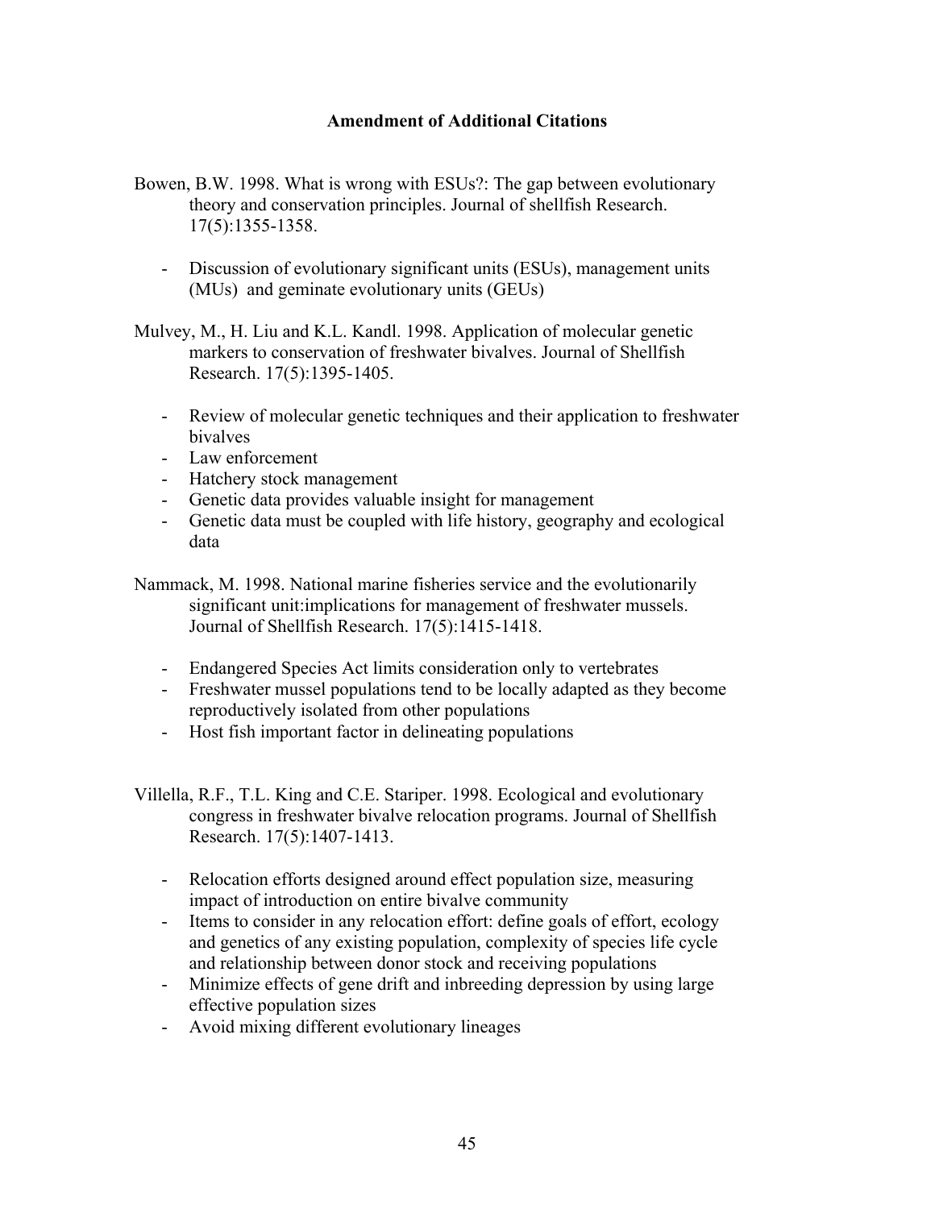## Amendment of Additional Citations

Bowen, B.W. 1998. What is wrong with ESUs?: The gap between evolutionary theory and conservation principles. Journal of shellfish Research. 17(5):1355-1358.

- Discussion of evolutionary significant units (ESUs), management units (MUs) and geminate evolutionary units (GEUs)

Mulvey, M., H. Liu and K.L. Kandl. 1998. Application of molecular genetic markers to conservation of freshwater bivalves. Journal of Shellfish Research. 17(5):1395-1405.

- Review of molecular genetic techniques and their application to freshwater bivalves
- Law enforcement
- Hatchery stock management
- Genetic data provides valuable insight for management
- Genetic data must be coupled with life history, geography and ecological data

Nammack, M. 1998. National marine fisheries service and the evolutionarily significant unit:implications for management of freshwater mussels. Journal of Shellfish Research. 17(5):1415-1418.

- Endangered Species Act limits consideration only to vertebrates
- Freshwater mussel populations tend to be locally adapted as they become reproductively isolated from other populations
- Host fish important factor in delineating populations

Villella, R.F., T.L. King and C.E. Stariper. 1998. Ecological and evolutionary congress in freshwater bivalve relocation programs. Journal of Shellfish Research. 17(5):1407-1413.

- Relocation efforts designed around effect population size, measuring impact of introduction on entire bivalve community
- Items to consider in any relocation effort: define goals of effort, ecology and genetics of any existing population, complexity of species life cycle and relationship between donor stock and receiving populations
- Minimize effects of gene drift and inbreeding depression by using large effective population sizes
- Avoid mixing different evolutionary lineages